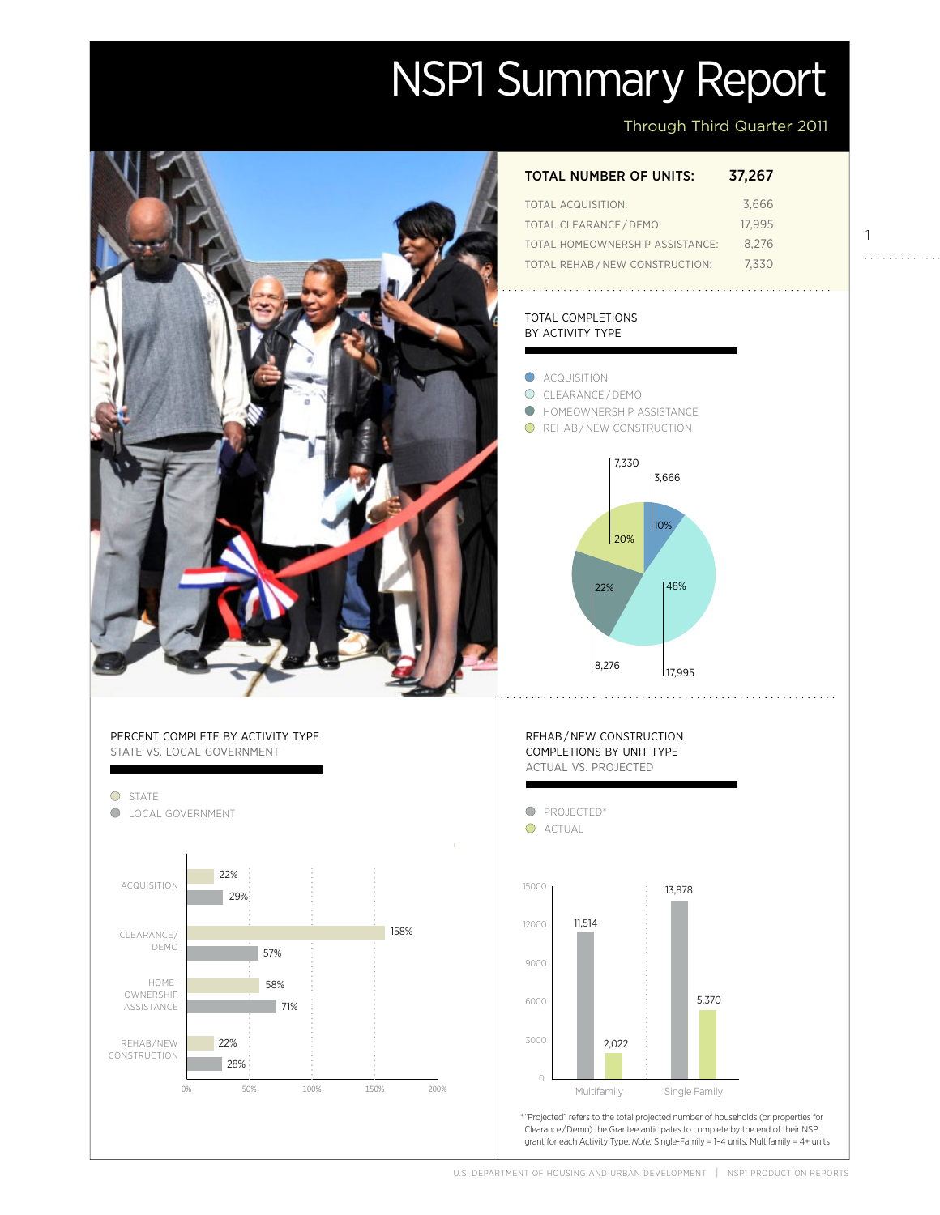# NSP1 Summary Report

Through Third Quarter 2011

| TOTAL NUMBER OF UNITS: | 37,267 |
|---|---|
| TOTAL ACQUISITION: | 3,666 |
| TOTAL CLEARANCE / DEMO: | 17,995 |
| TOTAL HOMEOWNERSHIP ASSISTANCE: | 8,276 |
| TOTAL REHAB / NEW CONSTRUCTION: | 7,330 |

## TOTAL COMPLETIONS BY ACTIVITY TYPE

| Activity Type | Units | Percent |
|---|---|---|
| ACQUISITION | 3,666 | 10% |
| CLEARANCE / DEMO | 17,995 | 48% |
| HOMEOWNERSHIP ASSISTANCE | 8,276 | 22% |
| REHAB / NEW CONSTRUCTION | 7,330 | 20% |

## PERCENT COMPLETE BY ACTIVITY TYPE
STATE VS. LOCAL GOVERNMENT

| Activity Type | State | Local Government |
|---|---|---|
| ACQUISITION | 22% | 29% |
| CLEARANCE/DEMO | 158% | 57% |
| HOME-OWNERSHIP ASSISTANCE | 58% | 71% |
| REHAB/NEW CONSTRUCTION | 22% | 28% |

## REHAB / NEW CONSTRUCTION COMPLETIONS BY UNIT TYPE
ACTUAL VS. PROJECTED

| Unit Type | Projected* | Actual |
|---|---|---|
| Multifamily | 11,514 | 2,022 |
| Single Family | 13,878 | 5,370 |

*"Projected" refers to the total projected number of households (or properties for Clearance/Demo) the Grantee anticipates to complete by the end of their NSP grant for each Activity Type. *Note:* Single-Family = 1–4 units; Multifamily = 4+ units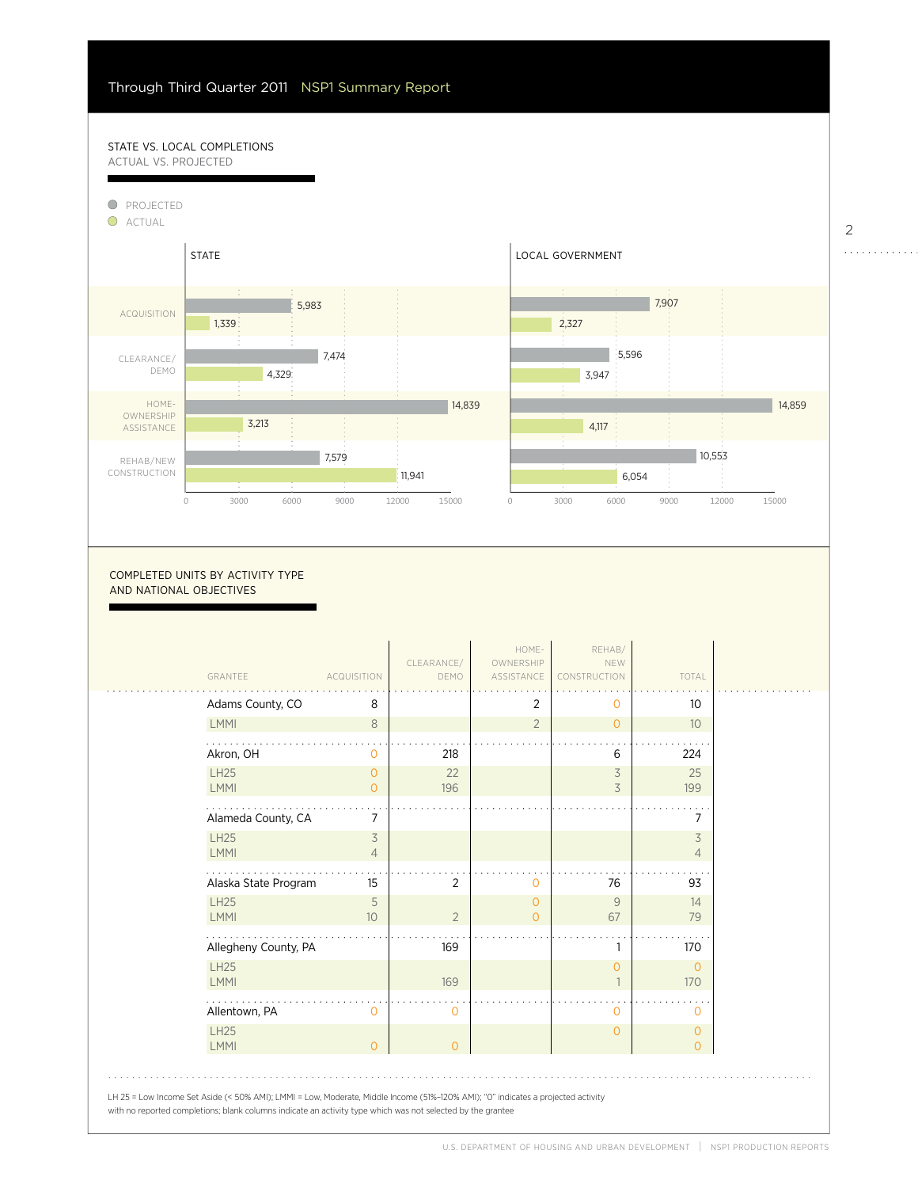## STATE VS. LOCAL COMPLETIONS

ACTUAL VS. PROJECTED

- PROJECTED
- ACTUAL

| Activity | State – Projected | State – Actual | Local Government – Projected | Local Government – Actual |
|---|---|---|---|---|
| ACQUISITION | 5,983 | 1,339 | 7,907 | 2,327 |
| CLEARANCE/ DEMO | 7,474 | 4,329 | 5,596 | 3,947 |
| HOME-OWNERSHIP ASSISTANCE | 14,839 | 3,213 | 14,859 | 4,117 |
| REHAB/NEW CONSTRUCTION | 7,579 | 11,941 | 10,553 | 6,054 |

## COMPLETED UNITS BY ACTIVITY TYPE AND NATIONAL OBJECTIVES

| GRANTEE | ACQUISITION | CLEARANCE/ DEMO | HOME-OWNERSHIP ASSISTANCE | REHAB/ NEW CONSTRUCTION | TOTAL |
|---|---|---|---|---|---|
| Adams County, CO | 8 | | 2 | 0 | 10 |
| LMMI | 8 | | 2 | 0 | 10 |
| Akron, OH | 0 | 218 | | 6 | 224 |
| LH25 | 0 | 22 | | 3 | 25 |
| LMMI | 0 | 196 | | 3 | 199 |
| Alameda County, CA | 7 | | | | 7 |
| LH25 | 3 | | | | 3 |
| LMMI | 4 | | | | 4 |
| Alaska State Program | 15 | 2 | 0 | 76 | 93 |
| LH25 | 5 | | 0 | 9 | 14 |
| LMMI | 10 | 2 | 0 | 67 | 79 |
| Allegheny County, PA | | 169 | | 1 | 170 |
| LH25 | | | | 0 | 0 |
| LMMI | | 169 | | 1 | 170 |
| Allentown, PA | 0 | 0 | | 0 | 0 |
| LH25 | | | | 0 | 0 |
| LMMI | 0 | 0 | | | 0 |

LH 25 = Low Income Set Aside (< 50% AMI); LMMI = Low, Moderate, Middle Income (51%–120% AMI); "0" indicates a projected activity with no reported completions; blank columns indicate an activity type which was not selected by the grantee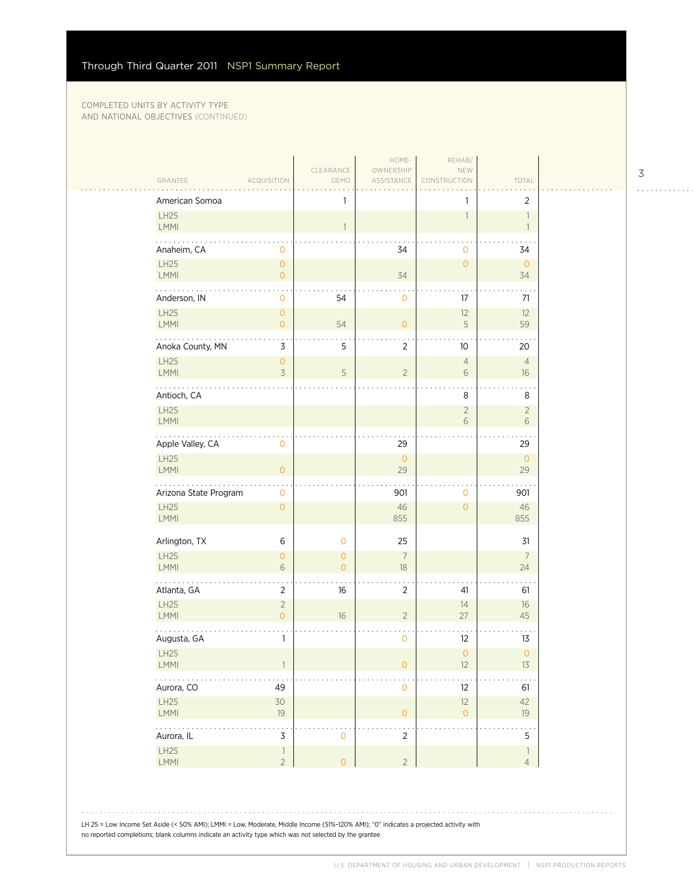Through Third Quarter 2011 NSP1 Summary Report

COMPLETED UNITS BY ACTIVITY TYPE AND NATIONAL OBJECTIVES (CONTINUED)

| GRANTEE | ACQUISITION | CLEARANCE DEMO | HOME-OWNERSHIP ASSISTANCE | REHAB/ NEW CONSTRUCTION | TOTAL |
|---|---|---|---|---|---|
| American Somoa | | 1 | | 1 | 2 |
| LH25 | | | | 1 | 1 |
| LMMI | | 1 | | | 1 |
| Anaheim, CA | 0 | | 34 | 0 | 34 |
| LH25 | 0 | | | 0 | 0 |
| LMMI | 0 | | 34 | | 34 |
| Anderson, IN | 0 | 54 | 0 | 17 | 71 |
| LH25 | 0 | | | 12 | 12 |
| LMMI | 0 | 54 | 0 | 5 | 59 |
| Anoka County, MN | 3 | 5 | 2 | 10 | 20 |
| LH25 | 0 | | | 4 | 4 |
| LMMI | 3 | 5 | 2 | 6 | 16 |
| Antioch, CA | | | | 8 | 8 |
| LH25 | | | | 2 | 2 |
| LMMI | | | | 6 | 6 |
| Apple Valley, CA | 0 | | 29 | | 29 |
| LH25 | | | 0 | | 0 |
| LMMI | 0 | | 29 | | 29 |
| Arizona State Program | 0 | | 901 | 0 | 901 |
| LH25 | 0 | | 46 | 0 | 46 |
| LMMI | | | 855 | | 855 |
| Arlington, TX | 6 | 0 | 25 | | 31 |
| LH25 | 0 | 0 | 7 | | 7 |
| LMMI | 6 | 0 | 18 | | 24 |
| Atlanta, GA | 2 | 16 | 2 | 41 | 61 |
| LH25 | 2 | | | 14 | 16 |
| LMMI | 0 | 16 | 2 | 27 | 45 |
| Augusta, GA | 1 | | 0 | 12 | 13 |
| LH25 | | | | 0 | 0 |
| LMMI | 1 | | 0 | 12 | 13 |
| Aurora, CO | 49 | | 0 | 12 | 61 |
| LH25 | 30 | | | 12 | 42 |
| LMMI | 19 | | 0 | 0 | 19 |
| Aurora, IL | 3 | 0 | 2 | | 5 |
| LH25 | 1 | | | | 1 |
| LMMI | 2 | 0 | 2 | | 4 |

LH 25 = Low Income Set Aside (< 50% AMI); LMMI = Low, Moderate, Middle Income (51%–120% AMI); "0" indicates a projected activity with no reported completions; blank columns indicate an activity type which was not selected by the grantee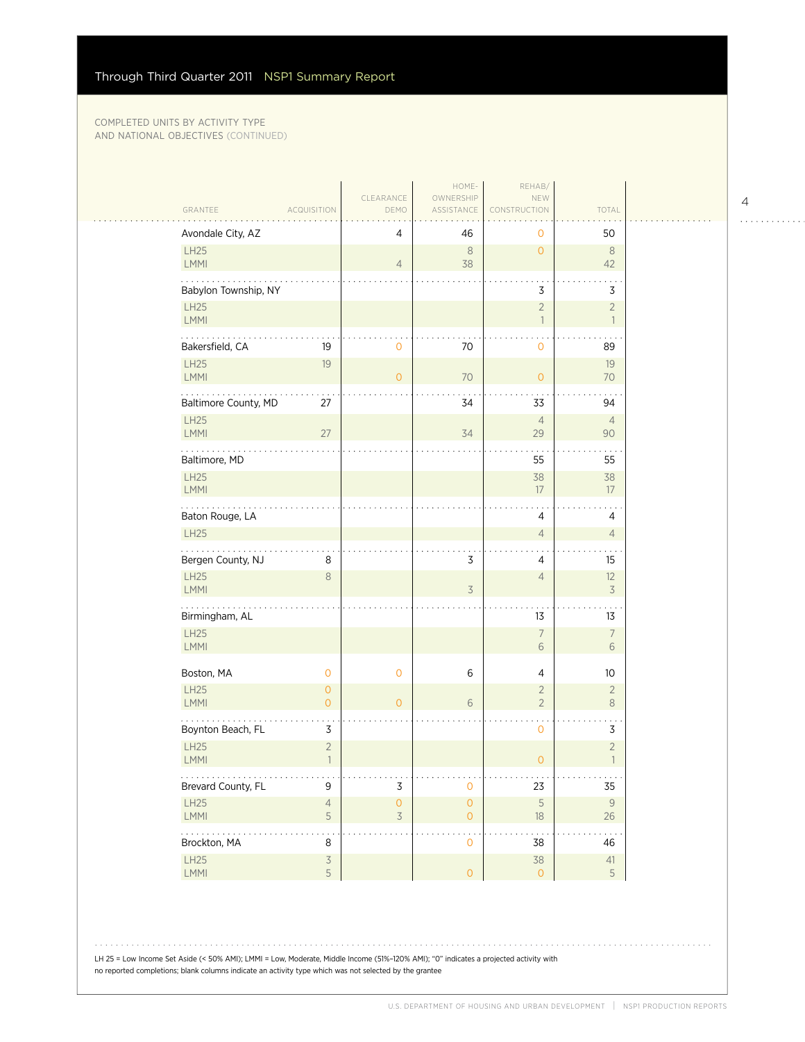# Through Third Quarter 2011 NSP1 Summary Report

COMPLETED UNITS BY ACTIVITY TYPE AND NATIONAL OBJECTIVES (CONTINUED)

| GRANTEE | ACQUISITION | CLEARANCE DEMO | HOME-OWNERSHIP ASSISTANCE | REHAB/ NEW CONSTRUCTION | TOTAL |
|---|---|---|---|---|---|
| Avondale City, AZ | | 4 | 46 | 0 | 50 |
| LH25 | | | 8 | 0 | 8 |
| LMMI | | 4 | 38 | | 42 |
| Babylon Township, NY | | | | 3 | 3 |
| LH25 | | | | 2 | 2 |
| LMMI | | | | 1 | 1 |
| Bakersfield, CA | 19 | 0 | 70 | 0 | 89 |
| LH25 | 19 | | | | 19 |
| LMMI | | 0 | 70 | 0 | 70 |
| Baltimore County, MD | 27 | | 34 | 33 | 94 |
| LH25 | | | | 4 | 4 |
| LMMI | 27 | | 34 | 29 | 90 |
| Baltimore, MD | | | | 55 | 55 |
| LH25 | | | | 38 | 38 |
| LMMI | | | | 17 | 17 |
| Baton Rouge, LA | | | | 4 | 4 |
| LH25 | | | | 4 | 4 |
| Bergen County, NJ | 8 | | 3 | 4 | 15 |
| LH25 | 8 | | | 4 | 12 |
| LMMI | | | 3 | | 3 |
| Birmingham, AL | | | | 13 | 13 |
| LH25 | | | | 7 | 7 |
| LMMI | | | | 6 | 6 |
| Boston, MA | 0 | 0 | 6 | 4 | 10 |
| LH25 | 0 | | | 2 | 2 |
| LMMI | 0 | 0 | 6 | 2 | 8 |
| Boynton Beach, FL | 3 | | | 0 | 3 |
| LH25 | 2 | | | | 2 |
| LMMI | 1 | | | 0 | 1 |
| Brevard County, FL | 9 | 3 | 0 | 23 | 35 |
| LH25 | 4 | 0 | 0 | 5 | 9 |
| LMMI | 5 | 3 | 0 | 18 | 26 |
| Brockton, MA | 8 | | 0 | 38 | 46 |
| LH25 | 3 | | | 38 | 41 |
| LMMI | 5 | | 0 | 0 | 5 |

LH 25 = Low Income Set Aside (< 50% AMI); LMMI = Low, Moderate, Middle Income (51%–120% AMI); "0" indicates a projected activity with no reported completions; blank columns indicate an activity type which was not selected by the grantee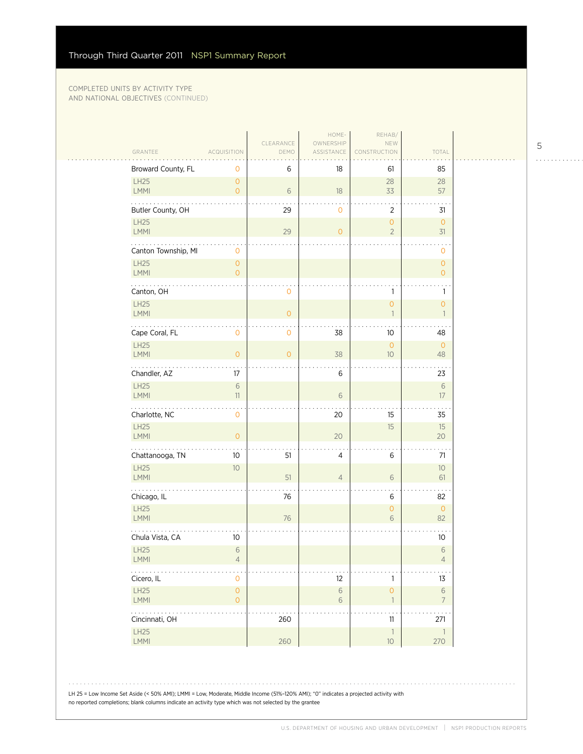COMPLETED UNITS BY ACTIVITY TYPE AND NATIONAL OBJECTIVES (CONTINUED)

| GRANTEE | ACQUISITION | CLEARANCE DEMO | HOME-OWNERSHIP ASSISTANCE | REHAB/ NEW CONSTRUCTION | TOTAL |
|---|---|---|---|---|---|
| Broward County, FL | 0 | 6 | 18 | 61 | 85 |
| LH25 | 0 | | | 28 | 28 |
| LMMI | 0 | 6 | 18 | 33 | 57 |
| Butler County, OH | | 29 | 0 | 2 | 31 |
| LH25 | | | | 0 | 0 |
| LMMI | | 29 | 0 | 2 | 31 |
| Canton Township, MI | 0 | | | | 0 |
| LH25 | 0 | | | | 0 |
| LMMI | 0 | | | | 0 |
| Canton, OH | | 0 | | 1 | 1 |
| LH25 | | | | 0 | 0 |
| LMMI | | 0 | | 1 | 1 |
| Cape Coral, FL | 0 | 0 | 38 | 10 | 48 |
| LH25 | | | | 0 | 0 |
| LMMI | 0 | 0 | 38 | 10 | 48 |
| Chandler, AZ | 17 | | 6 | | 23 |
| LH25 | 6 | | | | 6 |
| LMMI | 11 | | 6 | | 17 |
| Charlotte, NC | 0 | | 20 | 15 | 35 |
| LH25 | | | | 15 | 15 |
| LMMI | 0 | | 20 | | 20 |
| Chattanooga, TN | 10 | 51 | 4 | 6 | 71 |
| LH25 | 10 | | | | 10 |
| LMMI | | 51 | 4 | 6 | 61 |
| Chicago, IL | | 76 | | 6 | 82 |
| LH25 | | | | 0 | 0 |
| LMMI | | 76 | | 6 | 82 |
| Chula Vista, CA | 10 | | | | 10 |
| LH25 | 6 | | | | 6 |
| LMMI | 4 | | | | 4 |
| Cicero, IL | 0 | | 12 | 1 | 13 |
| LH25 | 0 | | 6 | 0 | 6 |
| LMMI | 0 | | 6 | 1 | 7 |
| Cincinnati, OH | | 260 | | 11 | 271 |
| LH25 | | | | 1 | 1 |
| LMMI | | 260 | | 10 | 270 |

LH 25 = Low Income Set Aside (< 50% AMI); LMMI = Low, Moderate, Middle Income (51%–120% AMI); "0" indicates a projected activity with no reported completions; blank columns indicate an activity type which was not selected by the grantee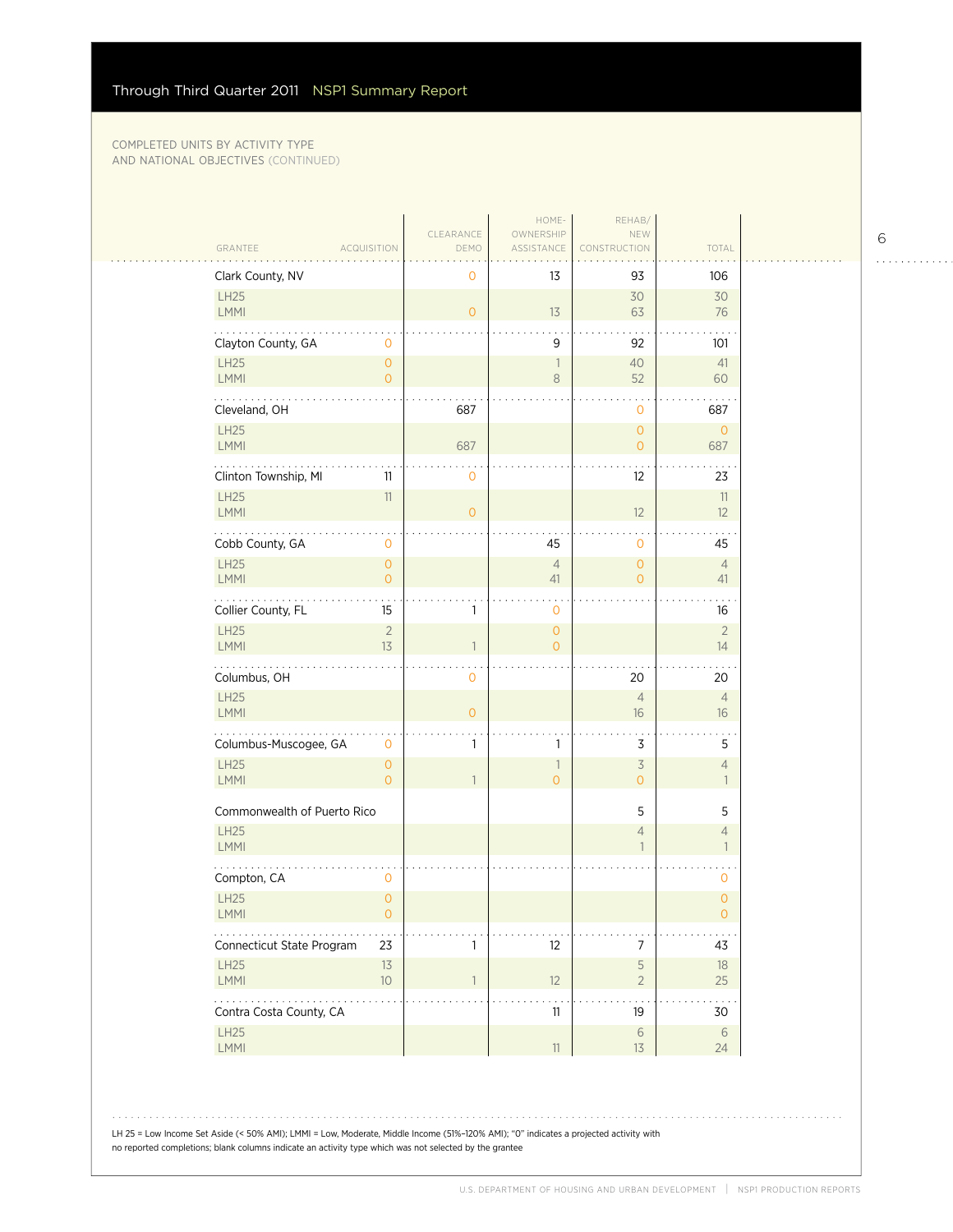COMPLETED UNITS BY ACTIVITY TYPE AND NATIONAL OBJECTIVES (CONTINUED)

| GRANTEE | ACQUISITION | CLEARANCE DEMO | HOME-OWNERSHIP ASSISTANCE | REHAB/ NEW CONSTRUCTION | TOTAL |
|---|---|---|---|---|---|
| Clark County, NV | | 0 | 13 | 93 | 106 |
| LH25 | | | | 30 | 30 |
| LMMI | | 0 | 13 | 63 | 76 |
| Clayton County, GA | 0 | | 9 | 92 | 101 |
| LH25 | 0 | | 1 | 40 | 41 |
| LMMI | 0 | | 8 | 52 | 60 |
| Cleveland, OH | | 687 | | 0 | 687 |
| LH25 | | | | 0 | 0 |
| LMMI | | 687 | | 0 | 687 |
| Clinton Township, MI | 11 | 0 | | 12 | 23 |
| LH25 | 11 | | | | 11 |
| LMMI | | 0 | | 12 | 12 |
| Cobb County, GA | 0 | | 45 | 0 | 45 |
| LH25 | 0 | | 4 | 0 | 4 |
| LMMI | 0 | | 41 | 0 | 41 |
| Collier County, FL | 15 | 1 | 0 | | 16 |
| LH25 | 2 | | 0 | | 2 |
| LMMI | 13 | 1 | 0 | | 14 |
| Columbus, OH | | 0 | | 20 | 20 |
| LH25 | | | | 4 | 4 |
| LMMI | | 0 | | 16 | 16 |
| Columbus-Muscogee, GA | 0 | 1 | 1 | 3 | 5 |
| LH25 | 0 | | 1 | 3 | 4 |
| LMMI | 0 | 1 | 0 | 0 | 1 |
| Commonwealth of Puerto Rico | | | | 5 | 5 |
| LH25 | | | | 4 | 4 |
| LMMI | | | | 1 | 1 |
| Compton, CA | 0 | | | | 0 |
| LH25 | 0 | | | | 0 |
| LMMI | 0 | | | | 0 |
| Connecticut State Program | 23 | 1 | 12 | 7 | 43 |
| LH25 | 13 | | | 5 | 18 |
| LMMI | 10 | 1 | 12 | 2 | 25 |
| Contra Costa County, CA | | | 11 | 19 | 30 |
| LH25 | | | | 6 | 6 |
| LMMI | | | 11 | 13 | 24 |

LH 25 = Low Income Set Aside (< 50% AMI); LMMI = Low, Moderate, Middle Income (51%–120% AMI); "0" indicates a projected activity with no reported completions; blank columns indicate an activity type which was not selected by the grantee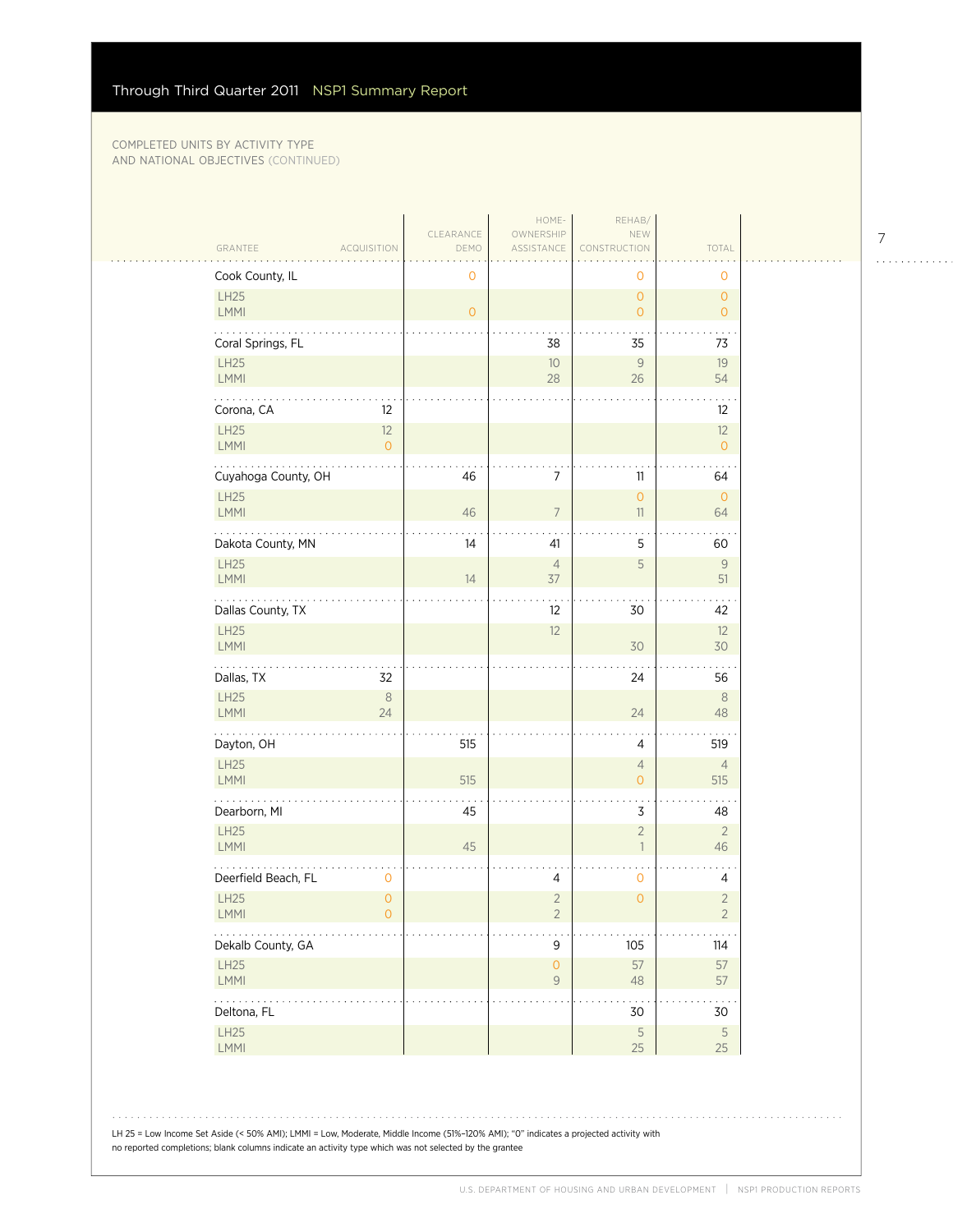COMPLETED UNITS BY ACTIVITY TYPE AND NATIONAL OBJECTIVES (CONTINUED)

| GRANTEE | ACQUISITION | CLEARANCE DEMO | HOME-OWNERSHIP ASSISTANCE | REHAB/ NEW CONSTRUCTION | TOTAL |
|---|---|---|---|---|---|
| Cook County, IL | | 0 | | 0 | 0 |
| LH25 | | | | 0 | 0 |
| LMMI | | 0 | | 0 | 0 |
| Coral Springs, FL | | | 38 | 35 | 73 |
| LH25 | | | 10 | 9 | 19 |
| LMMI | | | 28 | 26 | 54 |
| Corona, CA | 12 | | | | 12 |
| LH25 | 12 | | | | 12 |
| LMMI | 0 | | | | 0 |
| Cuyahoga County, OH | | 46 | 7 | 11 | 64 |
| LH25 | | | | 0 | 0 |
| LMMI | | 46 | 7 | 11 | 64 |
| Dakota County, MN | | 14 | 41 | 5 | 60 |
| LH25 | | | 4 | 5 | 9 |
| LMMI | | 14 | 37 | | 51 |
| Dallas County, TX | | | 12 | 30 | 42 |
| LH25 | | | 12 | | 12 |
| LMMI | | | | 30 | 30 |
| Dallas, TX | 32 | | | 24 | 56 |
| LH25 | 8 | | | | 8 |
| LMMI | 24 | | | 24 | 48 |
| Dayton, OH | | 515 | | 4 | 519 |
| LH25 | | | | 4 | 4 |
| LMMI | | 515 | | 0 | 515 |
| Dearborn, MI | | 45 | | 3 | 48 |
| LH25 | | | | 2 | 2 |
| LMMI | | 45 | | 1 | 46 |
| Deerfield Beach, FL | 0 | | 4 | 0 | 4 |
| LH25 | 0 | | 2 | 0 | 2 |
| LMMI | 0 | | 2 | | 2 |
| Dekalb County, GA | | | 9 | 105 | 114 |
| LH25 | | | 0 | 57 | 57 |
| LMMI | | | 9 | 48 | 57 |
| Deltona, FL | | | | 30 | 30 |
| LH25 | | | | 5 | 5 |
| LMMI | | | | 25 | 25 |

LH 25 = Low Income Set Aside (< 50% AMI); LMMI = Low, Moderate, Middle Income (51%–120% AMI); "0" indicates a projected activity with no reported completions; blank columns indicate an activity type which was not selected by the grantee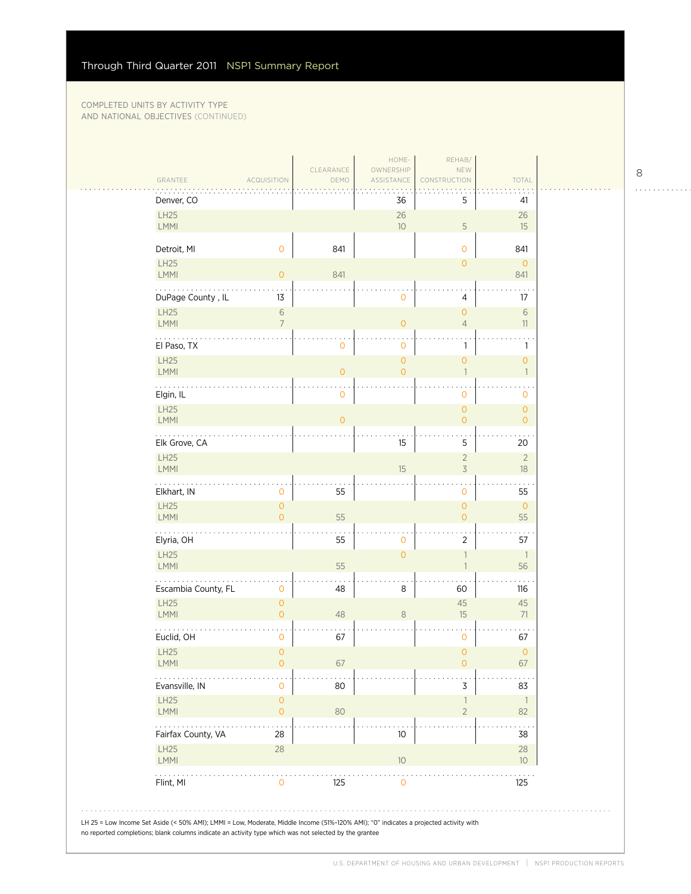COMPLETED UNITS BY ACTIVITY TYPE AND NATIONAL OBJECTIVES (CONTINUED)

| GRANTEE | ACQUISITION | CLEARANCE DEMO | HOME-OWNERSHIP ASSISTANCE | REHAB/ NEW CONSTRUCTION | TOTAL |
|---|---|---|---|---|---|
| Denver, CO | | | 36 | 5 | 41 |
| LH25 | | | 26 | | 26 |
| LMMI | | | 10 | 5 | 15 |
| Detroit, MI | 0 | 841 | | 0 | 841 |
| LH25 | | | | 0 | 0 |
| LMMI | 0 | 841 | | | 841 |
| DuPage County , IL | 13 | | 0 | 4 | 17 |
| LH25 | 6 | | | 0 | 6 |
| LMMI | 7 | | 0 | 4 | 11 |
| El Paso, TX | | 0 | 0 | 1 | 1 |
| LH25 | | | 0 | 0 | 0 |
| LMMI | | 0 | 0 | 1 | 1 |
| Elgin, IL | | 0 | | 0 | 0 |
| LH25 | | | | 0 | 0 |
| LMMI | | 0 | | 0 | 0 |
| Elk Grove, CA | | | 15 | 5 | 20 |
| LH25 | | | | 2 | 2 |
| LMMI | | | 15 | 3 | 18 |
| Elkhart, IN | 0 | 55 | | 0 | 55 |
| LH25 | 0 | | | 0 | 0 |
| LMMI | 0 | 55 | | 0 | 55 |
| Elyria, OH | | 55 | 0 | 2 | 57 |
| LH25 | | | 0 | 1 | 1 |
| LMMI | | 55 | | 1 | 56 |
| Escambia County, FL | 0 | 48 | 8 | 60 | 116 |
| LH25 | 0 | | | 45 | 45 |
| LMMI | 0 | 48 | 8 | 15 | 71 |
| Euclid, OH | 0 | 67 | | 0 | 67 |
| LH25 | 0 | | | 0 | 0 |
| LMMI | 0 | 67 | | 0 | 67 |
| Evansville, IN | 0 | 80 | | 3 | 83 |
| LH25 | 0 | | | 1 | 1 |
| LMMI | 0 | 80 | | 2 | 82 |
| Fairfax County, VA | 28 | | 10 | | 38 |
| LH25 | 28 | | | | 28 |
| LMMI | | | 10 | | 10 |
| Flint, MI | 0 | 125 | 0 | | 125 |

LH 25 = Low Income Set Aside (< 50% AMI); LMMI = Low, Moderate, Middle Income (51%–120% AMI); "0" indicates a projected activity with no reported completions; blank columns indicate an activity type which was not selected by the grantee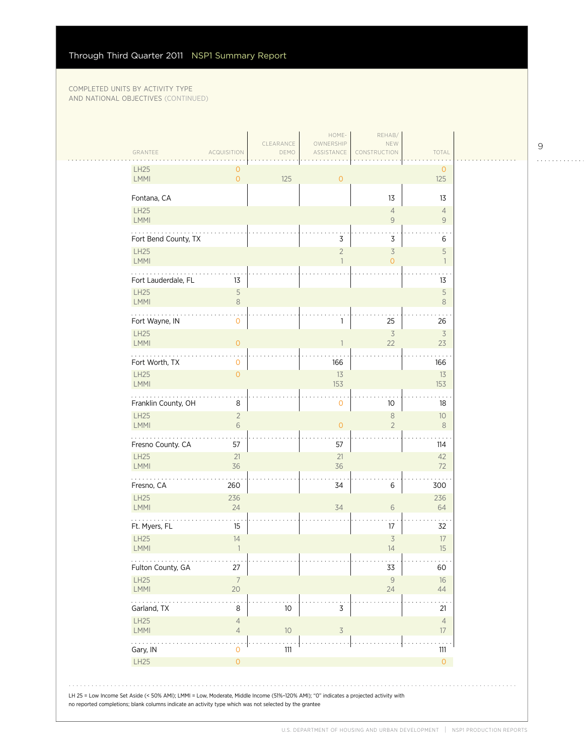Through Third Quarter 2011 NSP1 Summary Report

COMPLETED UNITS BY ACTIVITY TYPE AND NATIONAL OBJECTIVES (CONTINUED)

| GRANTEE | ACQUISITION | CLEARANCE DEMO | HOME-OWNERSHIP ASSISTANCE | REHAB/ NEW CONSTRUCTION | TOTAL |
|---|---|---|---|---|---|
| LH25 | 0 | | | | 0 |
| LMMI | 0 | 125 | 0 | | 125 |
| Fontana, CA | | | | 13 | 13 |
| LH25 | | | | 4 | 4 |
| LMMI | | | | 9 | 9 |
| Fort Bend County, TX | | | 3 | 3 | 6 |
| LH25 | | | 2 | 3 | 5 |
| LMMI | | | 1 | 0 | 1 |
| Fort Lauderdale, FL | 13 | | | | 13 |
| LH25 | 5 | | | | 5 |
| LMMI | 8 | | | | 8 |
| Fort Wayne, IN | 0 | | 1 | 25 | 26 |
| LH25 | | | | 3 | 3 |
| LMMI | 0 | | 1 | 22 | 23 |
| Fort Worth, TX | 0 | | 166 | | 166 |
| LH25 | 0 | | 13 | | 13 |
| LMMI | | | 153 | | 153 |
| Franklin County, OH | 8 | | 0 | 10 | 18 |
| LH25 | 2 | | | 8 | 10 |
| LMMI | 6 | | 0 | 2 | 8 |
| Fresno County. CA | 57 | | 57 | | 114 |
| LH25 | 21 | | 21 | | 42 |
| LMMI | 36 | | 36 | | 72 |
| Fresno, CA | 260 | | 34 | 6 | 300 |
| LH25 | 236 | | | | 236 |
| LMMI | 24 | | 34 | 6 | 64 |
| Ft. Myers, FL | 15 | | | 17 | 32 |
| LH25 | 14 | | | 3 | 17 |
| LMMI | 1 | | | 14 | 15 |
| Fulton County, GA | 27 | | | 33 | 60 |
| LH25 | 7 | | | 9 | 16 |
| LMMI | 20 | | | 24 | 44 |
| Garland, TX | 8 | 10 | 3 | | 21 |
| LH25 | 4 | | | | 4 |
| LMMI | 4 | 10 | 3 | | 17 |
| Gary, IN | 0 | 111 | | | 111 |
| LH25 | 0 | | | | 0 |

LH 25 = Low Income Set Aside (< 50% AMI); LMMI = Low, Moderate, Middle Income (51%–120% AMI); "0" indicates a projected activity with no reported completions; blank columns indicate an activity type which was not selected by the grantee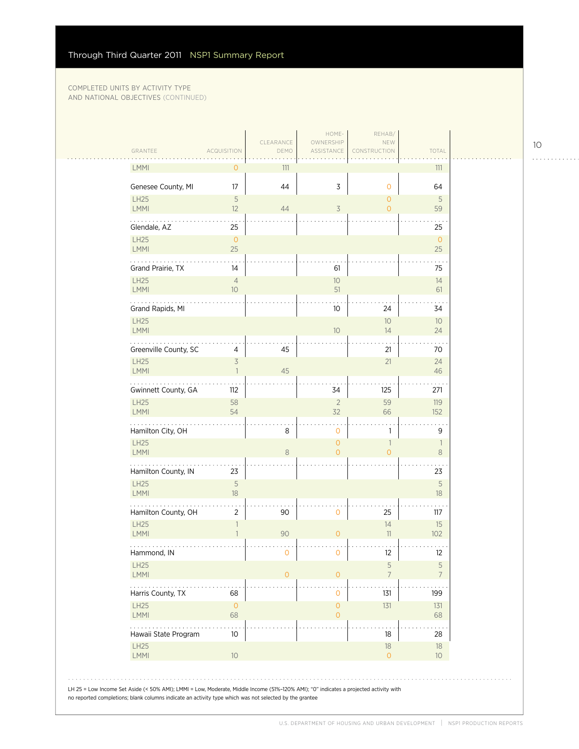COMPLETED UNITS BY ACTIVITY TYPE
AND NATIONAL OBJECTIVES (CONTINUED)

| GRANTEE | ACQUISITION | CLEARANCE DEMO | HOME-OWNERSHIP ASSISTANCE | REHAB/ NEW CONSTRUCTION | TOTAL |
|---|---|---|---|---|---|
| LMMI | 0 | 111 | | | 111 |
| Genesee County, MI | 17 | 44 | 3 | 0 | 64 |
| LH25 | 5 | | | 0 | 5 |
| LMMI | 12 | 44 | 3 | 0 | 59 |
| Glendale, AZ | 25 | | | | 25 |
| LH25 | 0 | | | | 0 |
| LMMI | 25 | | | | 25 |
| Grand Prairie, TX | 14 | | 61 | | 75 |
| LH25 | 4 | | 10 | | 14 |
| LMMI | 10 | | 51 | | 61 |
| Grand Rapids, MI | | | 10 | 24 | 34 |
| LH25 | | | | 10 | 10 |
| LMMI | | | 10 | 14 | 24 |
| Greenville County, SC | 4 | 45 | | 21 | 70 |
| LH25 | 3 | | | 21 | 24 |
| LMMI | 1 | 45 | | | 46 |
| Gwinnett County, GA | 112 | | 34 | 125 | 271 |
| LH25 | 58 | | 2 | 59 | 119 |
| LMMI | 54 | | 32 | 66 | 152 |
| Hamilton City, OH | | 8 | 0 | 1 | 9 |
| LH25 | | | 0 | 1 | 1 |
| LMMI | | 8 | 0 | 0 | 8 |
| Hamilton County, IN | 23 | | | | 23 |
| LH25 | 5 | | | | 5 |
| LMMI | 18 | | | | 18 |
| Hamilton County, OH | 2 | 90 | 0 | 25 | 117 |
| LH25 | 1 | | | 14 | 15 |
| LMMI | 1 | 90 | 0 | 11 | 102 |
| Hammond, IN | | 0 | 0 | 12 | 12 |
| LH25 | | | | 5 | 5 |
| LMMI | | 0 | 0 | 7 | 7 |
| Harris County, TX | 68 | | 0 | 131 | 199 |
| LH25 | 0 | | 0 | 131 | 131 |
| LMMI | 68 | | 0 | | 68 |
| Hawaii State Program | 10 | | | 18 | 28 |
| LH25 | | | | 18 | 18 |
| LMMI | 10 | | | 0 | 10 |

LH 25 = Low Income Set Aside (< 50% AMI); LMMI = Low, Moderate, Middle Income (51%–120% AMI); "0" indicates a projected activity with no reported completions; blank columns indicate an activity type which was not selected by the grantee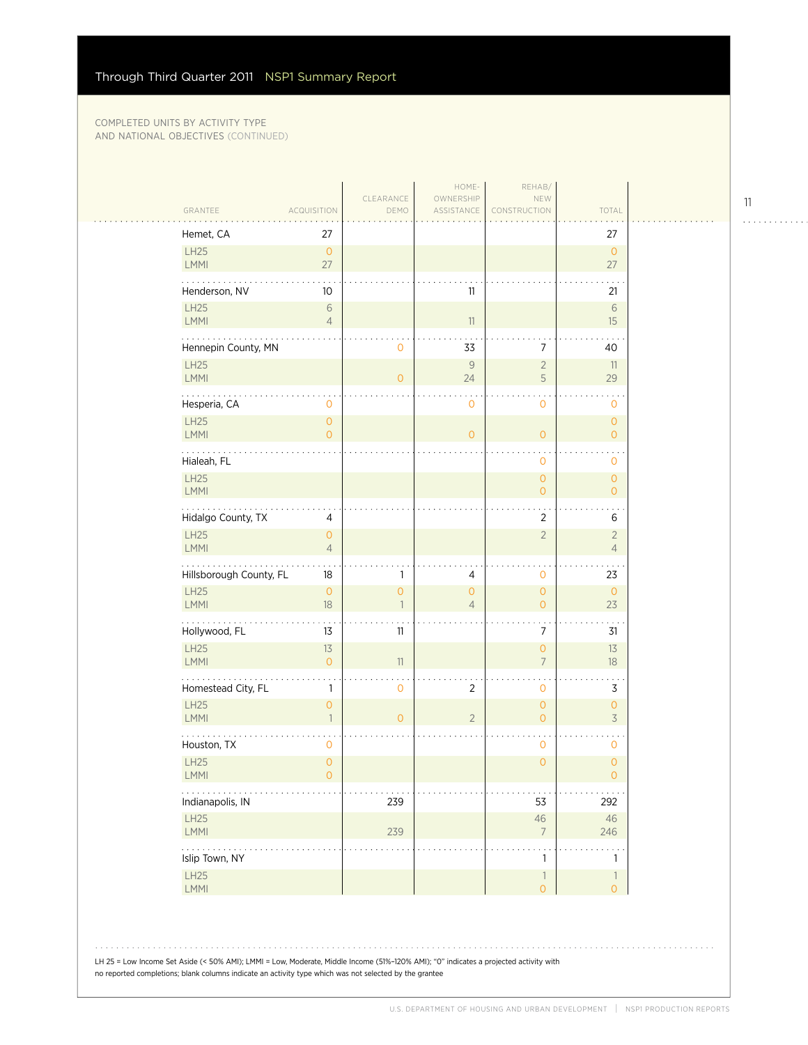COMPLETED UNITS BY ACTIVITY TYPE AND NATIONAL OBJECTIVES (CONTINUED)

| GRANTEE | ACQUISITION | CLEARANCE DEMO | HOME-OWNERSHIP ASSISTANCE | REHAB/ NEW CONSTRUCTION | TOTAL |
|---|---|---|---|---|---|
| Hemet, CA | 27 | | | | 27 |
| LH25 | 0 | | | | 0 |
| LMMI | 27 | | | | 27 |
| Henderson, NV | 10 | | 11 | | 21 |
| LH25 | 6 | | | | 6 |
| LMMI | 4 | | 11 | | 15 |
| Hennepin County, MN | | 0 | 33 | 7 | 40 |
| LH25 | | | 9 | 2 | 11 |
| LMMI | | 0 | 24 | 5 | 29 |
| Hesperia, CA | 0 | | 0 | 0 | 0 |
| LH25 | 0 | | | | 0 |
| LMMI | 0 | | 0 | 0 | 0 |
| Hialeah, FL | | | | 0 | 0 |
| LH25 | | | | 0 | 0 |
| LMMI | | | | 0 | 0 |
| Hidalgo County, TX | 4 | | | 2 | 6 |
| LH25 | 0 | | | 2 | 2 |
| LMMI | 4 | | | | 4 |
| Hillsborough County, FL | 18 | 1 | 4 | 0 | 23 |
| LH25 | 0 | 0 | 0 | 0 | 0 |
| LMMI | 18 | 1 | 4 | 0 | 23 |
| Hollywood, FL | 13 | 11 | | 7 | 31 |
| LH25 | 13 | | | 0 | 13 |
| LMMI | 0 | 11 | | 7 | 18 |
| Homestead City, FL | 1 | 0 | 2 | 0 | 3 |
| LH25 | 0 | | | 0 | 0 |
| LMMI | 1 | 0 | 2 | 0 | 3 |
| Houston, TX | 0 | | | 0 | 0 |
| LH25 | 0 | | | 0 | 0 |
| LMMI | 0 | | | | 0 |
| Indianapolis, IN | | 239 | | 53 | 292 |
| LH25 | | | | 46 | 46 |
| LMMI | | 239 | | 7 | 246 |
| Islip Town, NY | | | | 1 | 1 |
| LH25 | | | | 1 | 1 |
| LMMI | | | | 0 | 0 |

LH 25 = Low Income Set Aside (< 50% AMI); LMMI = Low, Moderate, Middle Income (51%–120% AMI); "0" indicates a projected activity with no reported completions; blank columns indicate an activity type which was not selected by the grantee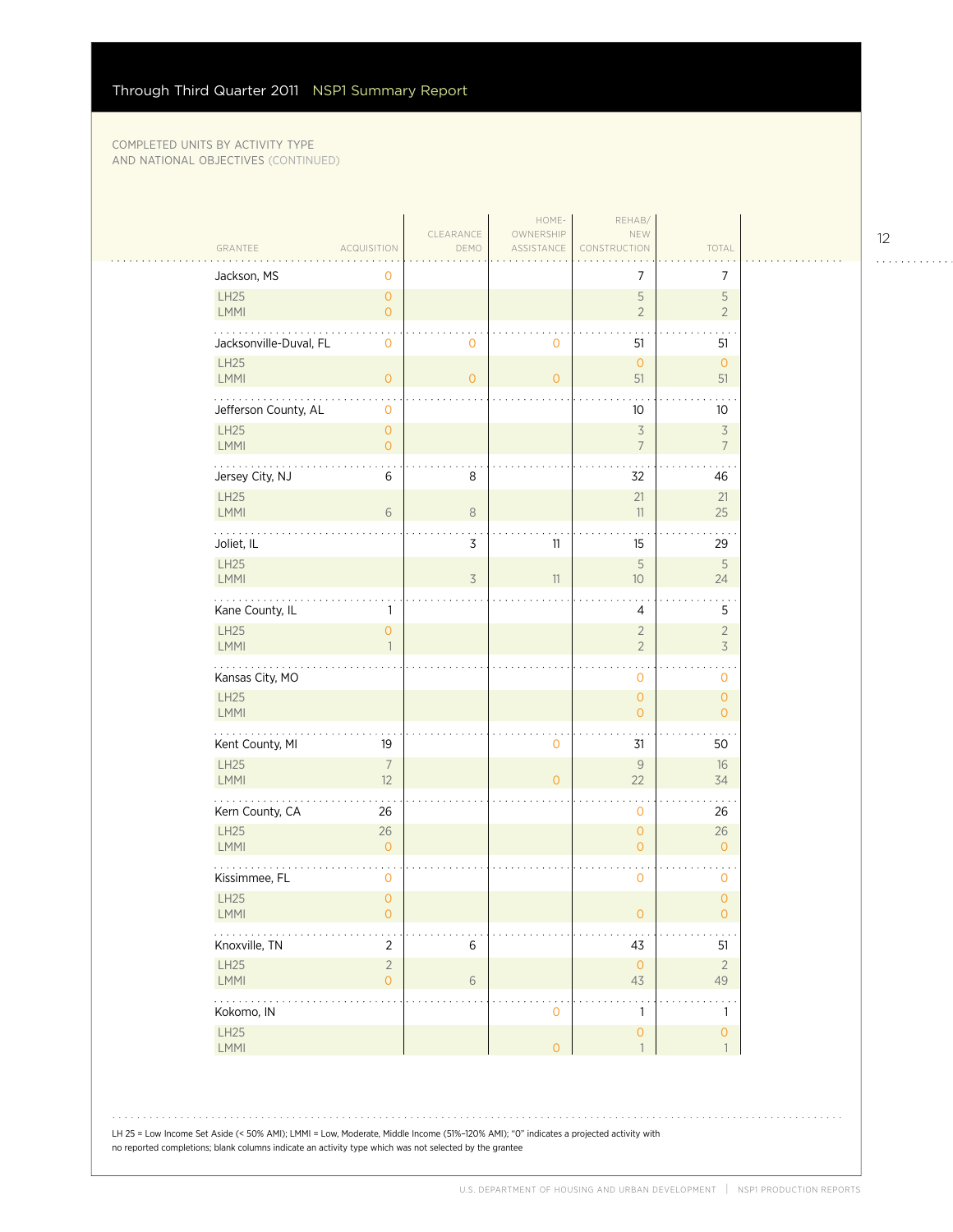Through Third Quarter 2011 NSP1 Summary Report

COMPLETED UNITS BY ACTIVITY TYPE AND NATIONAL OBJECTIVES (CONTINUED)

| GRANTEE | ACQUISITION | CLEARANCE DEMO | HOME-OWNERSHIP ASSISTANCE | REHAB/ NEW CONSTRUCTION | TOTAL |
|---|---|---|---|---|---|
| Jackson, MS | 0 | | | 7 | 7 |
| LH25 | 0 | | | 5 | 5 |
| LMMI | 0 | | | 2 | 2 |
| Jacksonville-Duval, FL | 0 | 0 | 0 | 51 | 51 |
| LH25 | | | | 0 | 0 |
| LMMI | 0 | 0 | 0 | 51 | 51 |
| Jefferson County, AL | 0 | | | 10 | 10 |
| LH25 | 0 | | | 3 | 3 |
| LMMI | 0 | | | 7 | 7 |
| Jersey City, NJ | 6 | 8 | | 32 | 46 |
| LH25 | | | | 21 | 21 |
| LMMI | 6 | 8 | | 11 | 25 |
| Joliet, IL | | 3 | 11 | 15 | 29 |
| LH25 | | | | 5 | 5 |
| LMMI | | 3 | 11 | 10 | 24 |
| Kane County, IL | 1 | | | 4 | 5 |
| LH25 | 0 | | | 2 | 2 |
| LMMI | 1 | | | 2 | 3 |
| Kansas City, MO | | | | 0 | 0 |
| LH25 | | | | 0 | 0 |
| LMMI | | | | 0 | 0 |
| Kent County, MI | 19 | | 0 | 31 | 50 |
| LH25 | 7 | | | 9 | 16 |
| LMMI | 12 | | 0 | 22 | 34 |
| Kern County, CA | 26 | | | 0 | 26 |
| LH25 | 26 | | | 0 | 26 |
| LMMI | 0 | | | 0 | 0 |
| Kissimmee, FL | 0 | | | 0 | 0 |
| LH25 | 0 | | | | 0 |
| LMMI | 0 | | | 0 | 0 |
| Knoxville, TN | 2 | 6 | | 43 | 51 |
| LH25 | 2 | | | 0 | 2 |
| LMMI | 0 | 6 | | 43 | 49 |
| Kokomo, IN | | | 0 | 1 | 1 |
| LH25 | | | | 0 | 0 |
| LMMI | | | 0 | 1 | 1 |

LH 25 = Low Income Set Aside (< 50% AMI); LMMI = Low, Moderate, Middle Income (51%–120% AMI); "0" indicates a projected activity with no reported completions; blank columns indicate an activity type which was not selected by the grantee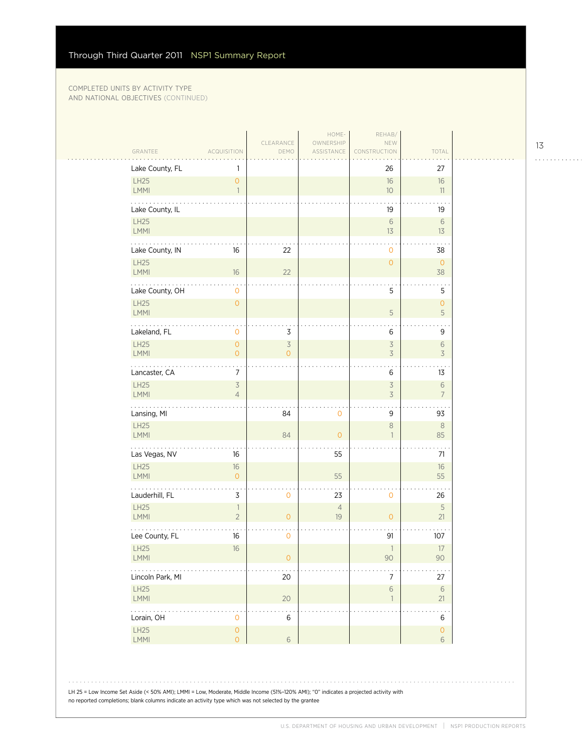Through Third Quarter 2011 NSP1 Summary Report

COMPLETED UNITS BY ACTIVITY TYPE AND NATIONAL OBJECTIVES (CONTINUED)

| GRANTEE | ACQUISITION | CLEARANCE DEMO | HOME-OWNERSHIP ASSISTANCE | REHAB/ NEW CONSTRUCTION | TOTAL |
|---|---|---|---|---|---|
| Lake County, FL | 1 | | | 26 | 27 |
| LH25 | 0 | | | 16 | 16 |
| LMMI | 1 | | | 10 | 11 |
| Lake County, IL | | | | 19 | 19 |
| LH25 | | | | 6 | 6 |
| LMMI | | | | 13 | 13 |
| Lake County, IN | 16 | 22 | | 0 | 38 |
| LH25 | | | | 0 | 0 |
| LMMI | 16 | 22 | | | 38 |
| Lake County, OH | 0 | | | 5 | 5 |
| LH25 | 0 | | | | 0 |
| LMMI | | | | 5 | 5 |
| Lakeland, FL | 0 | 3 | | 6 | 9 |
| LH25 | 0 | 3 | | 3 | 6 |
| LMMI | 0 | 0 | | 3 | 3 |
| Lancaster, CA | 7 | | | 6 | 13 |
| LH25 | 3 | | | 3 | 6 |
| LMMI | 4 | | | 3 | 7 |
| Lansing, MI | | 84 | 0 | 9 | 93 |
| LH25 | | | | 8 | 8 |
| LMMI | | 84 | 0 | 1 | 85 |
| Las Vegas, NV | 16 | | 55 | | 71 |
| LH25 | 16 | | | | 16 |
| LMMI | 0 | | 55 | | 55 |
| Lauderhill, FL | 3 | 0 | 23 | 0 | 26 |
| LH25 | 1 | | 4 | | 5 |
| LMMI | 2 | 0 | 19 | 0 | 21 |
| Lee County, FL | 16 | 0 | | 91 | 107 |
| LH25 | 16 | | | 1 | 17 |
| LMMI | | 0 | | 90 | 90 |
| Lincoln Park, MI | | 20 | | 7 | 27 |
| LH25 | | | | 6 | 6 |
| LMMI | | 20 | | 1 | 21 |
| Lorain, OH | 0 | 6 | | | 6 |
| LH25 | 0 | | | | 0 |
| LMMI | 0 | 6 | | | 6 |

LH 25 = Low Income Set Aside (< 50% AMI); LMMI = Low, Moderate, Middle Income (51%–120% AMI); "0" indicates a projected activity with no reported completions; blank columns indicate an activity type which was not selected by the grantee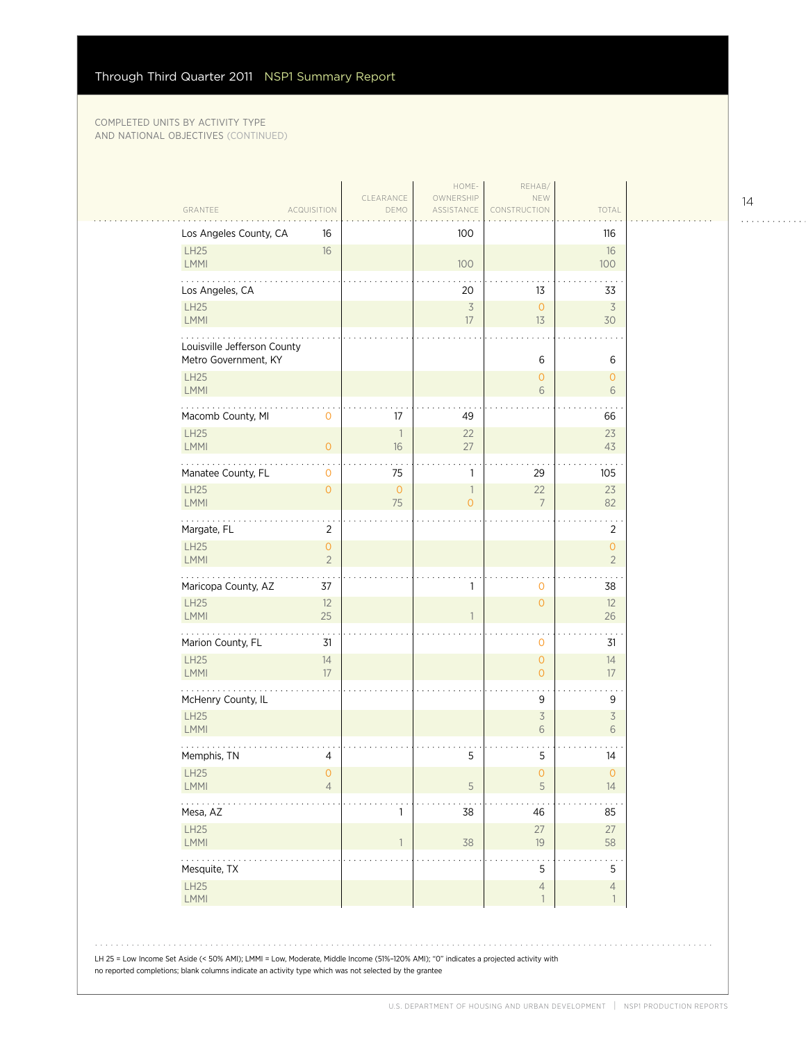COMPLETED UNITS BY ACTIVITY TYPE
AND NATIONAL OBJECTIVES (CONTINUED)

| GRANTEE | ACQUISITION | CLEARANCE DEMO | HOME-OWNERSHIP ASSISTANCE | REHAB/ NEW CONSTRUCTION | TOTAL |
|---|---|---|---|---|---|
| Los Angeles County, CA | 16 | | 100 | | 116 |
| LH25 | 16 | | | | 16 |
| LMMI | | | 100 | | 100 |
| Los Angeles, CA | | | 20 | 13 | 33 |
| LH25 | | | 3 | 0 | 3 |
| LMMI | | | 17 | 13 | 30 |
| Louisville Jefferson County Metro Government, KY | | | | 6 | 6 |
| LH25 | | | | 0 | 0 |
| LMMI | | | | 6 | 6 |
| Macomb County, MI | 0 | 17 | 49 | | 66 |
| LH25 | | 1 | 22 | | 23 |
| LMMI | 0 | 16 | 27 | | 43 |
| Manatee County, FL | 0 | 75 | 1 | 29 | 105 |
| LH25 | 0 | 0 | 1 | 22 | 23 |
| LMMI | | 75 | 0 | 7 | 82 |
| Margate, FL | 2 | | | | 2 |
| LH25 | 0 | | | | 0 |
| LMMI | 2 | | | | 2 |
| Maricopa County, AZ | 37 | | 1 | 0 | 38 |
| LH25 | 12 | | | 0 | 12 |
| LMMI | 25 | | 1 | | 26 |
| Marion County, FL | 31 | | | 0 | 31 |
| LH25 | 14 | | | 0 | 14 |
| LMMI | 17 | | | 0 | 17 |
| McHenry County, IL | | | | 9 | 9 |
| LH25 | | | | 3 | 3 |
| LMMI | | | | 6 | 6 |
| Memphis, TN | 4 | | 5 | 5 | 14 |
| LH25 | 0 | | | 0 | 0 |
| LMMI | 4 | | 5 | 5 | 14 |
| Mesa, AZ | | 1 | 38 | 46 | 85 |
| LH25 | | | | 27 | 27 |
| LMMI | | 1 | 38 | 19 | 58 |
| Mesquite, TX | | | | 5 | 5 |
| LH25 | | | | 4 | 4 |
| LMMI | | | | 1 | 1 |

LH 25 = Low Income Set Aside (< 50% AMI); LMMI = Low, Moderate, Middle Income (51%–120% AMI); "0" indicates a projected activity with no reported completions; blank columns indicate an activity type which was not selected by the grantee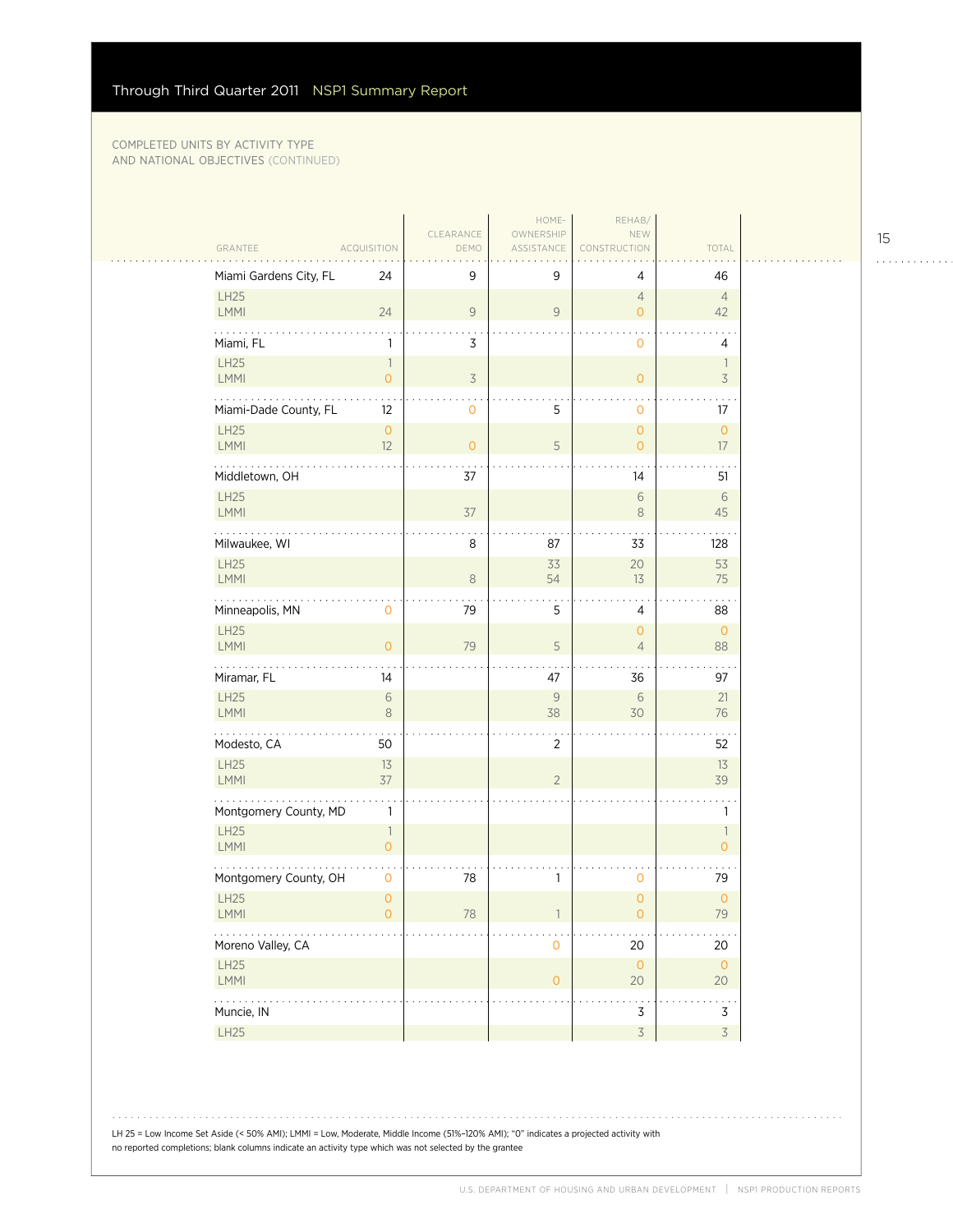COMPLETED UNITS BY ACTIVITY TYPE AND NATIONAL OBJECTIVES (CONTINUED)

| GRANTEE | ACQUISITION | CLEARANCE DEMO | HOME-OWNERSHIP ASSISTANCE | REHAB/ NEW CONSTRUCTION | TOTAL |
|---|---|---|---|---|---|
| Miami Gardens City, FL | 24 | 9 | 9 | 4 | 46 |
| LH25 | | | | 4 | 4 |
| LMMI | 24 | 9 | 9 | 0 | 42 |
| Miami, FL | 1 | 3 | | 0 | 4 |
| LH25 | 1 | | | | 1 |
| LMMI | 0 | 3 | | 0 | 3 |
| Miami-Dade County, FL | 12 | 0 | 5 | 0 | 17 |
| LH25 | 0 | | | 0 | 0 |
| LMMI | 12 | 0 | 5 | 0 | 17 |
| Middletown, OH | | 37 | | 14 | 51 |
| LH25 | | | | 6 | 6 |
| LMMI | | 37 | | 8 | 45 |
| Milwaukee, WI | | 8 | 87 | 33 | 128 |
| LH25 | | | 33 | 20 | 53 |
| LMMI | | 8 | 54 | 13 | 75 |
| Minneapolis, MN | 0 | 79 | 5 | 4 | 88 |
| LH25 | | | | 0 | 0 |
| LMMI | 0 | 79 | 5 | 4 | 88 |
| Miramar, FL | 14 | | 47 | 36 | 97 |
| LH25 | 6 | | 9 | 6 | 21 |
| LMMI | 8 | | 38 | 30 | 76 |
| Modesto, CA | 50 | | 2 | | 52 |
| LH25 | 13 | | | | 13 |
| LMMI | 37 | | 2 | | 39 |
| Montgomery County, MD | 1 | | | | 1 |
| LH25 | 1 | | | | 1 |
| LMMI | 0 | | | | 0 |
| Montgomery County, OH | 0 | 78 | 1 | 0 | 79 |
| LH25 | 0 | | | 0 | 0 |
| LMMI | 0 | 78 | 1 | 0 | 79 |
| Moreno Valley, CA | | | 0 | 20 | 20 |
| LH25 | | | | 0 | 0 |
| LMMI | | | 0 | 20 | 20 |
| Muncie, IN | | | | 3 | 3 |
| LH25 | | | | 3 | 3 |

LH 25 = Low Income Set Aside (< 50% AMI); LMMI = Low, Moderate, Middle Income (51%–120% AMI); "0" indicates a projected activity with no reported completions; blank columns indicate an activity type which was not selected by the grantee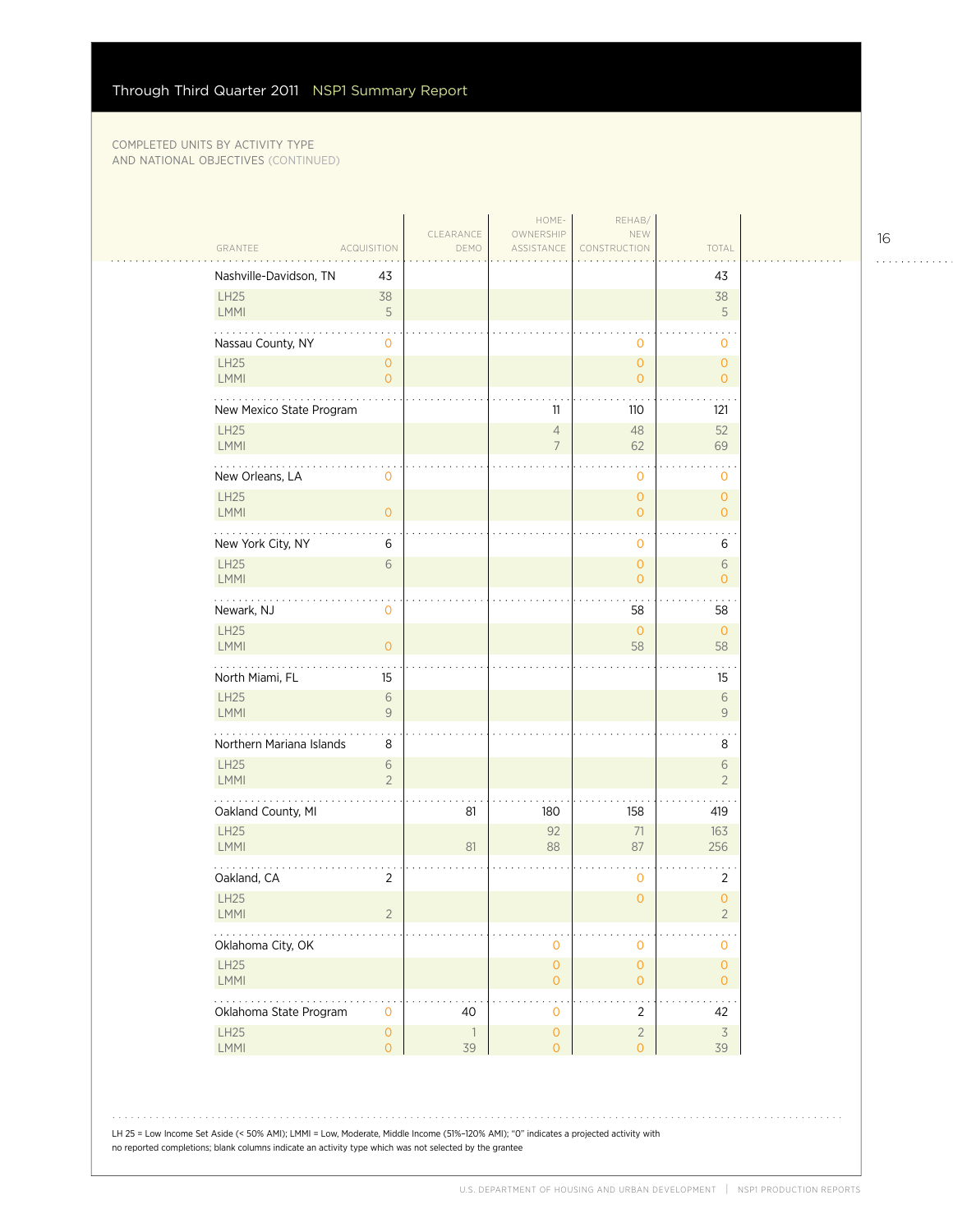COMPLETED UNITS BY ACTIVITY TYPE AND NATIONAL OBJECTIVES (CONTINUED)

| GRANTEE | ACQUISITION | CLEARANCE DEMO | HOME-OWNERSHIP ASSISTANCE | REHAB/ NEW CONSTRUCTION | TOTAL |
|---|---|---|---|---|---|
| Nashville-Davidson, TN | 43 | | | | 43 |
| LH25 | 38 | | | | 38 |
| LMMI | 5 | | | | 5 |
| Nassau County, NY | 0 | | | 0 | 0 |
| LH25 | 0 | | | 0 | 0 |
| LMMI | 0 | | | 0 | 0 |
| New Mexico State Program | | | 11 | 110 | 121 |
| LH25 | | | 4 | 48 | 52 |
| LMMI | | | 7 | 62 | 69 |
| New Orleans, LA | 0 | | | 0 | 0 |
| LH25 | | | | 0 | 0 |
| LMMI | 0 | | | 0 | 0 |
| New York City, NY | 6 | | | 0 | 6 |
| LH25 | 6 | | | 0 | 6 |
| LMMI | | | | 0 | 0 |
| Newark, NJ | 0 | | | 58 | 58 |
| LH25 | | | | 0 | 0 |
| LMMI | 0 | | | 58 | 58 |
| North Miami, FL | 15 | | | | 15 |
| LH25 | 6 | | | | 6 |
| LMMI | 9 | | | | 9 |
| Northern Mariana Islands | 8 | | | | 8 |
| LH25 | 6 | | | | 6 |
| LMMI | 2 | | | | 2 |
| Oakland County, MI | | 81 | 180 | 158 | 419 |
| LH25 | | | 92 | 71 | 163 |
| LMMI | | 81 | 88 | 87 | 256 |
| Oakland, CA | 2 | | | 0 | 2 |
| LH25 | | | | 0 | 0 |
| LMMI | 2 | | | | 2 |
| Oklahoma City, OK | | | 0 | 0 | 0 |
| LH25 | | | 0 | 0 | 0 |
| LMMI | | | 0 | 0 | 0 |
| Oklahoma State Program | 0 | 40 | 0 | 2 | 42 |
| LH25 | 0 | 1 | 0 | 2 | 3 |
| LMMI | 0 | 39 | 0 | 0 | 39 |

LH 25 = Low Income Set Aside (< 50% AMI); LMMI = Low, Moderate, Middle Income (51%–120% AMI); "0" indicates a projected activity with no reported completions; blank columns indicate an activity type which was not selected by the grantee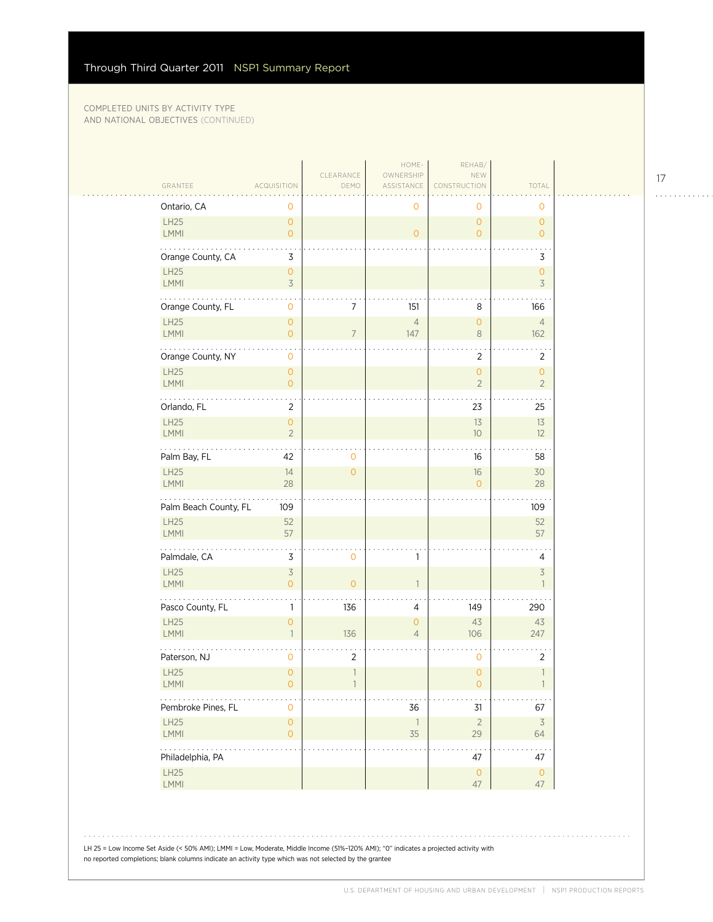COMPLETED UNITS BY ACTIVITY TYPE AND NATIONAL OBJECTIVES (CONTINUED)

| GRANTEE | ACQUISITION | CLEARANCE DEMO | HOME-OWNERSHIP ASSISTANCE | REHAB/ NEW CONSTRUCTION | TOTAL |
|---|---|---|---|---|---|
| Ontario, CA | 0 | | 0 | 0 | 0 |
| LH25 | 0 | | | 0 | 0 |
| LMMI | 0 | | 0 | 0 | 0 |
| Orange County, CA | 3 | | | | 3 |
| LH25 | 0 | | | | 0 |
| LMMI | 3 | | | | 3 |
| Orange County, FL | 0 | 7 | 151 | 8 | 166 |
| LH25 | 0 | | 4 | 0 | 4 |
| LMMI | 0 | 7 | 147 | 8 | 162 |
| Orange County, NY | 0 | | | 2 | 2 |
| LH25 | 0 | | | 0 | 0 |
| LMMI | 0 | | | 2 | 2 |
| Orlando, FL | 2 | | | 23 | 25 |
| LH25 | 0 | | | 13 | 13 |
| LMMI | 2 | | | 10 | 12 |
| Palm Bay, FL | 42 | 0 | | 16 | 58 |
| LH25 | 14 | 0 | | 16 | 30 |
| LMMI | 28 | | | 0 | 28 |
| Palm Beach County, FL | 109 | | | | 109 |
| LH25 | 52 | | | | 52 |
| LMMI | 57 | | | | 57 |
| Palmdale, CA | 3 | 0 | 1 | | 4 |
| LH25 | 3 | | | | 3 |
| LMMI | 0 | 0 | 1 | | 1 |
| Pasco County, FL | 1 | 136 | 4 | 149 | 290 |
| LH25 | 0 | | 0 | 43 | 43 |
| LMMI | 1 | 136 | 4 | 106 | 247 |
| Paterson, NJ | 0 | 2 | | 0 | 2 |
| LH25 | 0 | 1 | | 0 | 1 |
| LMMI | 0 | 1 | | 0 | 1 |
| Pembroke Pines, FL | 0 | | 36 | 31 | 67 |
| LH25 | 0 | | 1 | 2 | 3 |
| LMMI | 0 | | 35 | 29 | 64 |
| Philadelphia, PA | | | | 47 | 47 |
| LH25 | | | | 0 | 0 |
| LMMI | | | | 47 | 47 |

LH 25 = Low Income Set Aside (< 50% AMI); LMMI = Low, Moderate, Middle Income (51%–120% AMI); "0" indicates a projected activity with no reported completions; blank columns indicate an activity type which was not selected by the grantee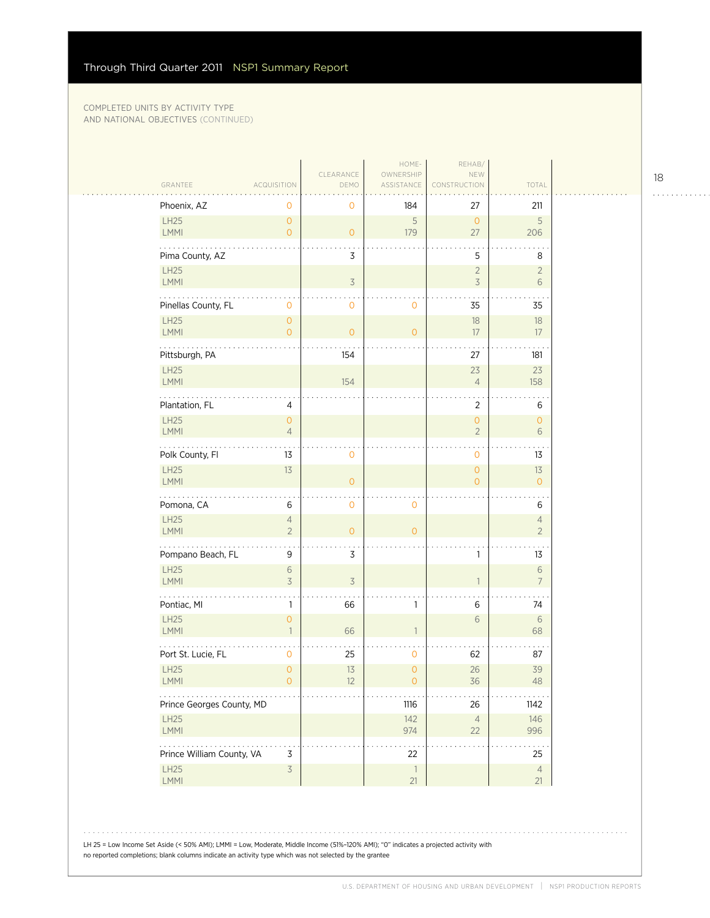COMPLETED UNITS BY ACTIVITY TYPE AND NATIONAL OBJECTIVES (CONTINUED)

| GRANTEE | ACQUISITION | CLEARANCE DEMO | HOME-OWNERSHIP ASSISTANCE | REHAB/ NEW CONSTRUCTION | TOTAL |
|---|---|---|---|---|---|
| Phoenix, AZ | 0 | 0 | 184 | 27 | 211 |
| LH25 | 0 | | 5 | 0 | 5 |
| LMMI | 0 | 0 | 179 | 27 | 206 |
| Pima County, AZ | | 3 | | 5 | 8 |
| LH25 | | | | 2 | 2 |
| LMMI | | 3 | | 3 | 6 |
| Pinellas County, FL | 0 | 0 | 0 | 35 | 35 |
| LH25 | 0 | | | 18 | 18 |
| LMMI | 0 | 0 | 0 | 17 | 17 |
| Pittsburgh, PA | | 154 | | 27 | 181 |
| LH25 | | | | 23 | 23 |
| LMMI | | 154 | | 4 | 158 |
| Plantation, FL | 4 | | | 2 | 6 |
| LH25 | 0 | | | 0 | 0 |
| LMMI | 4 | | | 2 | 6 |
| Polk County, Fl | 13 | 0 | | 0 | 13 |
| LH25 | 13 | | | 0 | 13 |
| LMMI | | 0 | | 0 | 0 |
| Pomona, CA | 6 | 0 | 0 | | 6 |
| LH25 | 4 | | | | 4 |
| LMMI | 2 | 0 | 0 | | 2 |
| Pompano Beach, FL | 9 | 3 | | 1 | 13 |
| LH25 | 6 | | | | 6 |
| LMMI | 3 | 3 | | 1 | 7 |
| Pontiac, MI | 1 | 66 | 1 | 6 | 74 |
| LH25 | 0 | | | 6 | 6 |
| LMMI | 1 | 66 | 1 | | 68 |
| Port St. Lucie, FL | 0 | 25 | 0 | 62 | 87 |
| LH25 | 0 | 13 | 0 | 26 | 39 |
| LMMI | 0 | 12 | 0 | 36 | 48 |
| Prince Georges County, MD | | | 1116 | 26 | 1142 |
| LH25 | | | 142 | 4 | 146 |
| LMMI | | | 974 | 22 | 996 |
| Prince William County, VA | 3 | | 22 | | 25 |
| LH25 | 3 | | 1 | | 4 |
| LMMI | | | 21 | | 21 |

LH 25 = Low Income Set Aside (< 50% AMI); LMMI = Low, Moderate, Middle Income (51%–120% AMI); "0" indicates a projected activity with no reported completions; blank columns indicate an activity type which was not selected by the grantee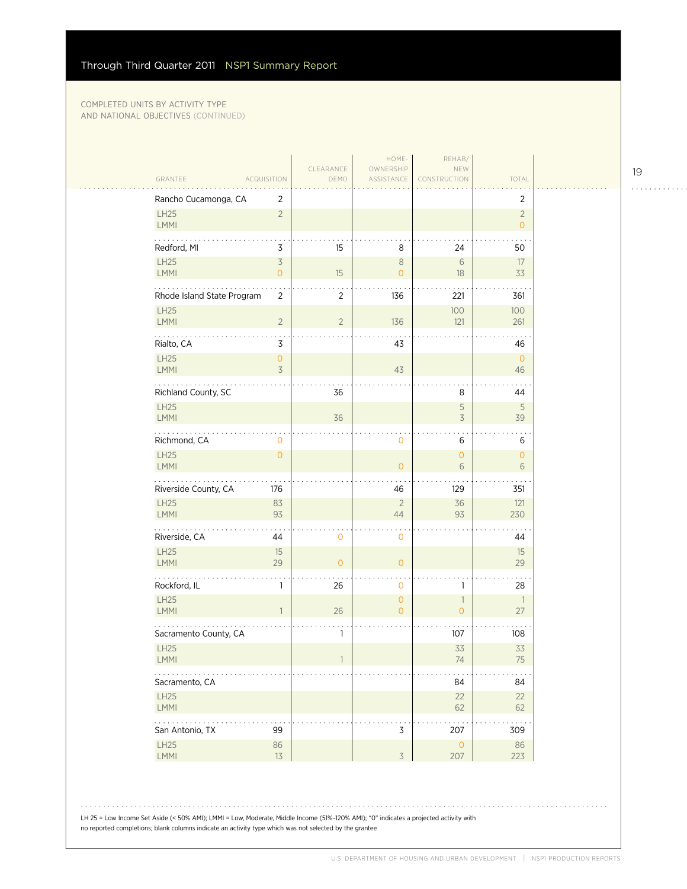COMPLETED UNITS BY ACTIVITY TYPE AND NATIONAL OBJECTIVES (CONTINUED)

| GRANTEE | ACQUISITION | CLEARANCE DEMO | HOME-OWNERSHIP ASSISTANCE | REHAB/ NEW CONSTRUCTION | TOTAL |
|---|---|---|---|---|---|
| Rancho Cucamonga, CA | 2 | | | | 2 |
| LH25 | 2 | | | | 2 |
| LMMI | | | | | 0 |
| Redford, MI | 3 | 15 | 8 | 24 | 50 |
| LH25 | 3 | | 8 | 6 | 17 |
| LMMI | 0 | 15 | 0 | 18 | 33 |
| Rhode Island State Program | 2 | 2 | 136 | 221 | 361 |
| LH25 | | | | 100 | 100 |
| LMMI | 2 | 2 | 136 | 121 | 261 |
| Rialto, CA | 3 | | 43 | | 46 |
| LH25 | 0 | | | | 0 |
| LMMI | 3 | | 43 | | 46 |
| Richland County, SC | | 36 | | 8 | 44 |
| LH25 | | | | 5 | 5 |
| LMMI | | 36 | | 3 | 39 |
| Richmond, CA | 0 | | 0 | 6 | 6 |
| LH25 | 0 | | | 0 | 0 |
| LMMI | | | 0 | 6 | 6 |
| Riverside County, CA | 176 | | 46 | 129 | 351 |
| LH25 | 83 | | 2 | 36 | 121 |
| LMMI | 93 | | 44 | 93 | 230 |
| Riverside, CA | 44 | 0 | 0 | | 44 |
| LH25 | 15 | | | | 15 |
| LMMI | 29 | 0 | 0 | | 29 |
| Rockford, IL | 1 | 26 | 0 | 1 | 28 |
| LH25 | | | 0 | 1 | 1 |
| LMMI | 1 | 26 | 0 | 0 | 27 |
| Sacramento County, CA | | 1 | | 107 | 108 |
| LH25 | | | | 33 | 33 |
| LMMI | | 1 | | 74 | 75 |
| Sacramento, CA | | | | 84 | 84 |
| LH25 | | | | 22 | 22 |
| LMMI | | | | 62 | 62 |
| San Antonio, TX | 99 | | 3 | 207 | 309 |
| LH25 | 86 | | | 0 | 86 |
| LMMI | 13 | | 3 | 207 | 223 |

LH 25 = Low Income Set Aside (< 50% AMI); LMMI = Low, Moderate, Middle Income (51%–120% AMI); "0" indicates a projected activity with no reported completions; blank columns indicate an activity type which was not selected by the grantee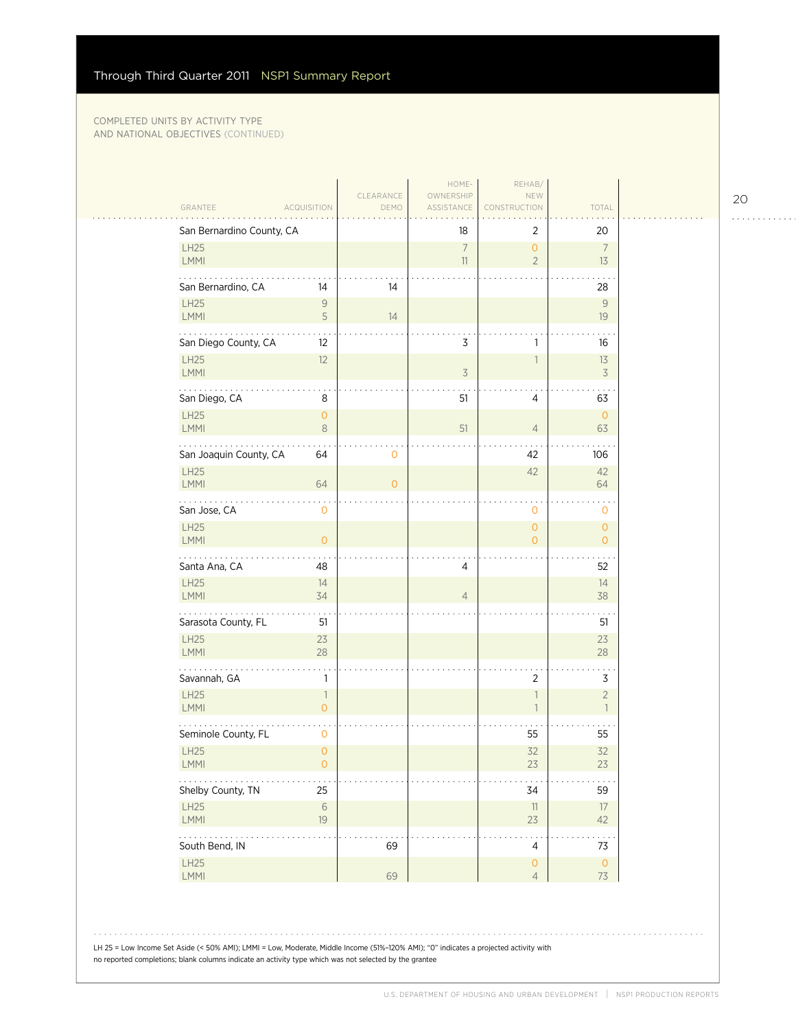COMPLETED UNITS BY ACTIVITY TYPE AND NATIONAL OBJECTIVES (CONTINUED)

| GRANTEE | ACQUISITION | CLEARANCE DEMO | HOME-OWNERSHIP ASSISTANCE | REHAB/NEW CONSTRUCTION | TOTAL |
|---|---|---|---|---|---|
| San Bernardino County, CA | | | 18 | 2 | 20 |
| LH25 | | | 7 | 0 | 7 |
| LMMI | | | 11 | 2 | 13 |
| San Bernardino, CA | 14 | 14 | | | 28 |
| LH25 | 9 | | | | 9 |
| LMMI | 5 | 14 | | | 19 |
| San Diego County, CA | 12 | | 3 | 1 | 16 |
| LH25 | 12 | | | 1 | 13 |
| LMMI | | | 3 | | 3 |
| San Diego, CA | 8 | | 51 | 4 | 63 |
| LH25 | 0 | | | | 0 |
| LMMI | 8 | | 51 | 4 | 63 |
| San Joaquin County, CA | 64 | 0 | | 42 | 106 |
| LH25 | | | | 42 | 42 |
| LMMI | 64 | 0 | | | 64 |
| San Jose, CA | 0 | | | 0 | 0 |
| LH25 | | | | 0 | 0 |
| LMMI | 0 | | | 0 | 0 |
| Santa Ana, CA | 48 | | 4 | | 52 |
| LH25 | 14 | | | | 14 |
| LMMI | 34 | | 4 | | 38 |
| Sarasota County, FL | 51 | | | | 51 |
| LH25 | 23 | | | | 23 |
| LMMI | 28 | | | | 28 |
| Savannah, GA | 1 | | | 2 | 3 |
| LH25 | 1 | | | 1 | 2 |
| LMMI | 0 | | | 1 | 1 |
| Seminole County, FL | 0 | | | 55 | 55 |
| LH25 | 0 | | | 32 | 32 |
| LMMI | 0 | | | 23 | 23 |
| Shelby County, TN | 25 | | | 34 | 59 |
| LH25 | 6 | | | 11 | 17 |
| LMMI | 19 | | | 23 | 42 |
| South Bend, IN | | 69 | | 4 | 73 |
| LH25 | | | | 0 | 0 |
| LMMI | | 69 | | 4 | 73 |

LH 25 = Low Income Set Aside (< 50% AMI); LMMI = Low, Moderate, Middle Income (51%–120% AMI); "0" indicates a projected activity with no reported completions; blank columns indicate an activity type which was not selected by the grantee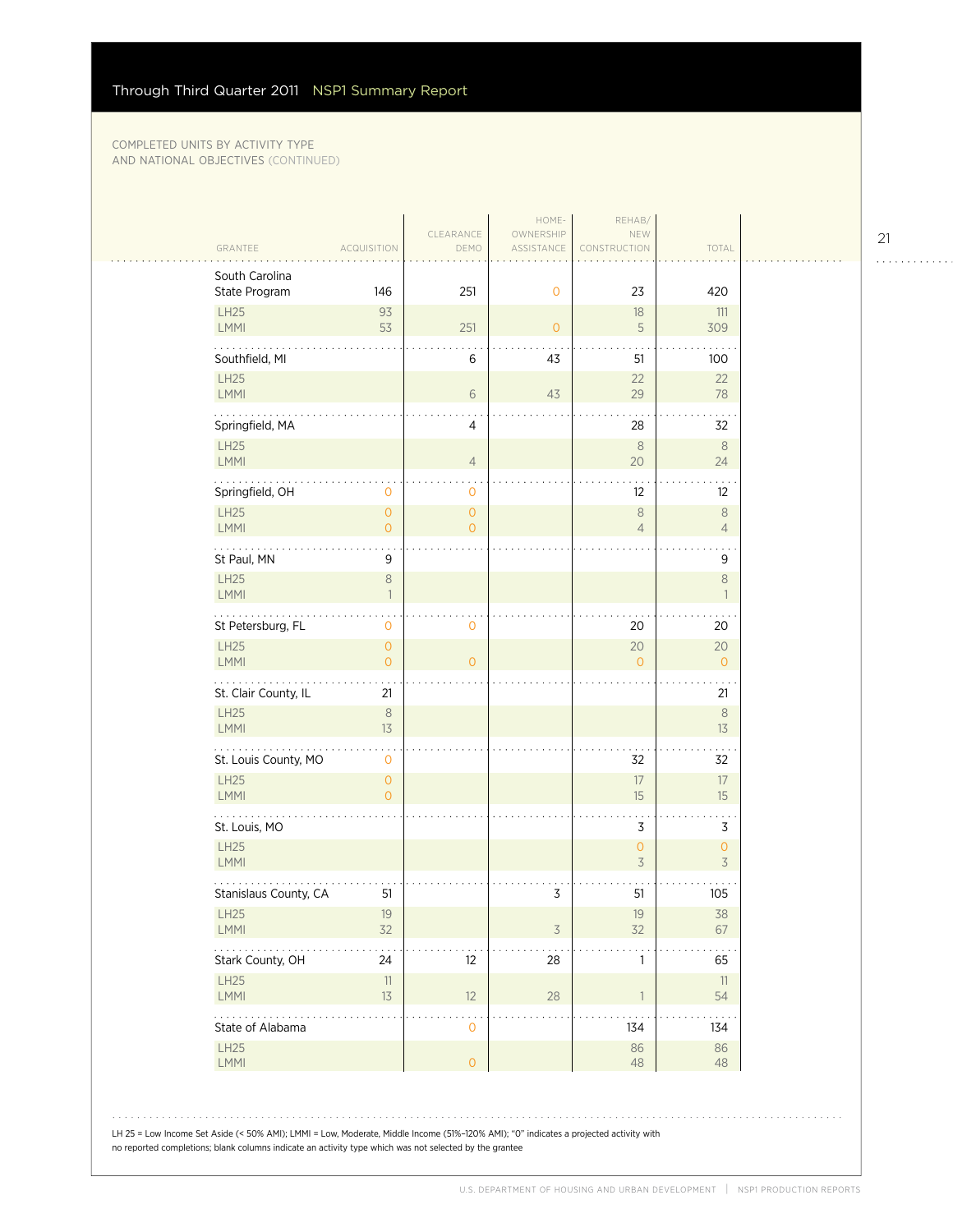COMPLETED UNITS BY ACTIVITY TYPE AND NATIONAL OBJECTIVES (CONTINUED)

| GRANTEE | ACQUISITION | CLEARANCE DEMO | HOME-OWNERSHIP ASSISTANCE | REHAB/ NEW CONSTRUCTION | TOTAL |
|---|---|---|---|---|---|
| South Carolina State Program | 146 | 251 | 0 | 23 | 420 |
| LH25 | 93 | | | 18 | 111 |
| LMMI | 53 | 251 | 0 | 5 | 309 |
| Southfield, MI | | 6 | 43 | 51 | 100 |
| LH25 | | | | 22 | 22 |
| LMMI | | 6 | 43 | 29 | 78 |
| Springfield, MA | | 4 | | 28 | 32 |
| LH25 | | | | 8 | 8 |
| LMMI | | 4 | | 20 | 24 |
| Springfield, OH | 0 | 0 | | 12 | 12 |
| LH25 | 0 | 0 | | 8 | 8 |
| LMMI | 0 | 0 | | 4 | 4 |
| St Paul, MN | 9 | | | | 9 |
| LH25 | 8 | | | | 8 |
| LMMI | 1 | | | | 1 |
| St Petersburg, FL | 0 | 0 | | 20 | 20 |
| LH25 | 0 | | | 20 | 20 |
| LMMI | 0 | 0 | | 0 | 0 |
| St. Clair County, IL | 21 | | | | 21 |
| LH25 | 8 | | | | 8 |
| LMMI | 13 | | | | 13 |
| St. Louis County, MO | 0 | | | 32 | 32 |
| LH25 | 0 | | | 17 | 17 |
| LMMI | 0 | | | 15 | 15 |
| St. Louis, MO | | | | 3 | 3 |
| LH25 | | | | 0 | 0 |
| LMMI | | | | 3 | 3 |
| Stanislaus County, CA | 51 | | 3 | 51 | 105 |
| LH25 | 19 | | | 19 | 38 |
| LMMI | 32 | | 3 | 32 | 67 |
| Stark County, OH | 24 | 12 | 28 | 1 | 65 |
| LH25 | 11 | | | | 11 |
| LMMI | 13 | 12 | 28 | 1 | 54 |
| State of Alabama | | 0 | | 134 | 134 |
| LH25 | | | | 86 | 86 |
| LMMI | | 0 | | 48 | 48 |

LH 25 = Low Income Set Aside (< 50% AMI); LMMI = Low, Moderate, Middle Income (51%–120% AMI); "0" indicates a projected activity with no reported completions; blank columns indicate an activity type which was not selected by the grantee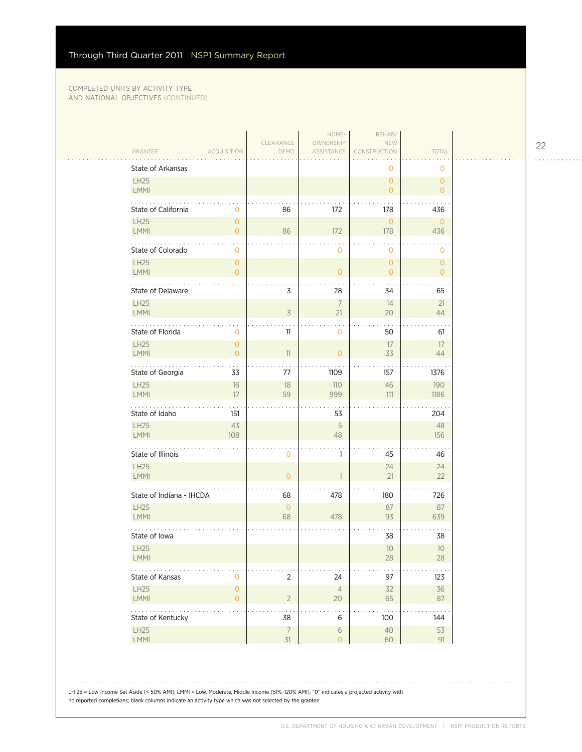COMPLETED UNITS BY ACTIVITY TYPE AND NATIONAL OBJECTIVES (CONTINUED)

| GRANTEE | ACQUISITION | CLEARANCE DEMO | HOME-OWNERSHIP ASSISTANCE | REHAB/ NEW CONSTRUCTION | TOTAL |
|---|---|---|---|---|---|
| State of Arkansas | | | | 0 | 0 |
| LH25 | | | | 0 | 0 |
| LMMI | | | | 0 | 0 |
| State of California | 0 | 86 | 172 | 178 | 436 |
| LH25 | 0 | | | 0 | 0 |
| LMMI | 0 | 86 | 172 | 178 | 436 |
| State of Colorado | 0 | | 0 | 0 | 0 |
| LH25 | 0 | | | 0 | 0 |
| LMMI | 0 | | 0 | 0 | 0 |
| State of Delaware | | 3 | 28 | 34 | 65 |
| LH25 | | | 7 | 14 | 21 |
| LMMI | | 3 | 21 | 20 | 44 |
| State of Florida | 0 | 11 | 0 | 50 | 61 |
| LH25 | 0 | | | 17 | 17 |
| LMMI | 0 | 11 | 0 | 33 | 44 |
| State of Georgia | 33 | 77 | 1109 | 157 | 1376 |
| LH25 | 16 | 18 | 110 | 46 | 190 |
| LMMI | 17 | 59 | 999 | 111 | 1186 |
| State of Idaho | 151 | | 53 | | 204 |
| LH25 | 43 | | 5 | | 48 |
| LMMI | 108 | | 48 | | 156 |
| State of Illinois | | 0 | 1 | 45 | 46 |
| LH25 | | | | 24 | 24 |
| LMMI | | 0 | 1 | 21 | 22 |
| State of Indiana - IHCDA | | 68 | 478 | 180 | 726 |
| LH25 | | 0 | | 87 | 87 |
| LMMI | | 68 | 478 | 93 | 639 |
| State of Iowa | | | | 38 | 38 |
| LH25 | | | | 10 | 10 |
| LMMI | | | | 28 | 28 |
| State of Kansas | 0 | 2 | 24 | 97 | 123 |
| LH25 | 0 | | 4 | 32 | 36 |
| LMMI | 0 | 2 | 20 | 65 | 87 |
| State of Kentucky | | 38 | 6 | 100 | 144 |
| LH25 | | 7 | 6 | 40 | 53 |
| LMMI | | 31 | 0 | 60 | 91 |

LH 25 = Low Income Set Aside (< 50% AMI); LMMI = Low, Moderate, Middle Income (51%–120% AMI); "0" indicates a projected activity with no reported completions; blank columns indicate an activity type which was not selected by the grantee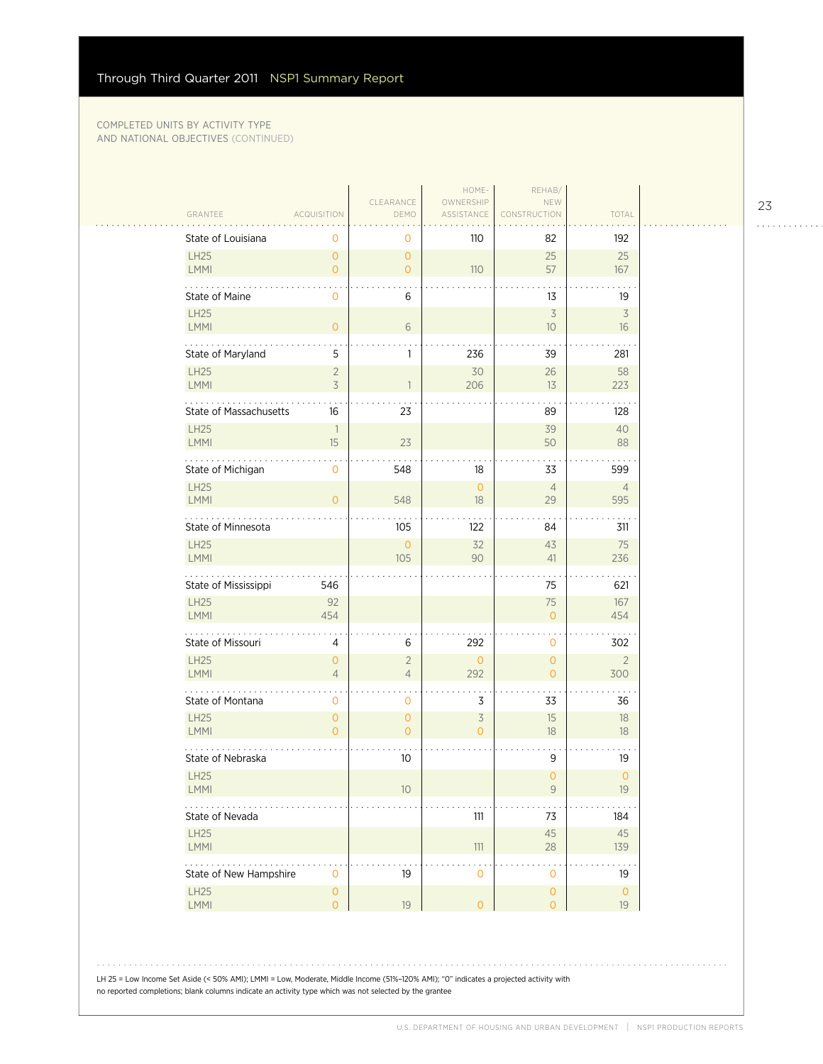COMPLETED UNITS BY ACTIVITY TYPE
AND NATIONAL OBJECTIVES (CONTINUED)

| GRANTEE | ACQUISITION | CLEARANCE DEMO | HOME-OWNERSHIP ASSISTANCE | REHAB/ NEW CONSTRUCTION | TOTAL |
|---|---|---|---|---|---|
| State of Louisiana | 0 | 0 | 110 | 82 | 192 |
| LH25 | 0 | 0 | | 25 | 25 |
| LMMI | 0 | 0 | 110 | 57 | 167 |
| State of Maine | 0 | 6 | | 13 | 19 |
| LH25 | | | | 3 | 3 |
| LMMI | 0 | 6 | | 10 | 16 |
| State of Maryland | 5 | 1 | 236 | 39 | 281 |
| LH25 | 2 | | 30 | 26 | 58 |
| LMMI | 3 | 1 | 206 | 13 | 223 |
| State of Massachusetts | 16 | 23 | | 89 | 128 |
| LH25 | 1 | | | 39 | 40 |
| LMMI | 15 | 23 | | 50 | 88 |
| State of Michigan | 0 | 548 | 18 | 33 | 599 |
| LH25 | | | 0 | 4 | 4 |
| LMMI | 0 | 548 | 18 | 29 | 595 |
| State of Minnesota | | 105 | 122 | 84 | 311 |
| LH25 | | 0 | 32 | 43 | 75 |
| LMMI | | 105 | 90 | 41 | 236 |
| State of Mississippi | 546 | | | 75 | 621 |
| LH25 | 92 | | | 75 | 167 |
| LMMI | 454 | | | 0 | 454 |
| State of Missouri | 4 | 6 | 292 | 0 | 302 |
| LH25 | 0 | 2 | 0 | 0 | 2 |
| LMMI | 4 | 4 | 292 | 0 | 300 |
| State of Montana | 0 | 0 | 3 | 33 | 36 |
| LH25 | 0 | 0 | 3 | 15 | 18 |
| LMMI | 0 | 0 | 0 | 18 | 18 |
| State of Nebraska | | 10 | | 9 | 19 |
| LH25 | | | | 0 | 0 |
| LMMI | | 10 | | 9 | 19 |
| State of Nevada | | | 111 | 73 | 184 |
| LH25 | | | | 45 | 45 |
| LMMI | | | 111 | 28 | 139 |
| State of New Hampshire | 0 | 19 | 0 | 0 | 19 |
| LH25 | 0 | | | 0 | 0 |
| LMMI | 0 | 19 | 0 | 0 | 19 |

LH 25 = Low Income Set Aside (< 50% AMI); LMMI = Low, Moderate, Middle Income (51%–120% AMI); "0" indicates a projected activity with no reported completions; blank columns indicate an activity type which was not selected by the grantee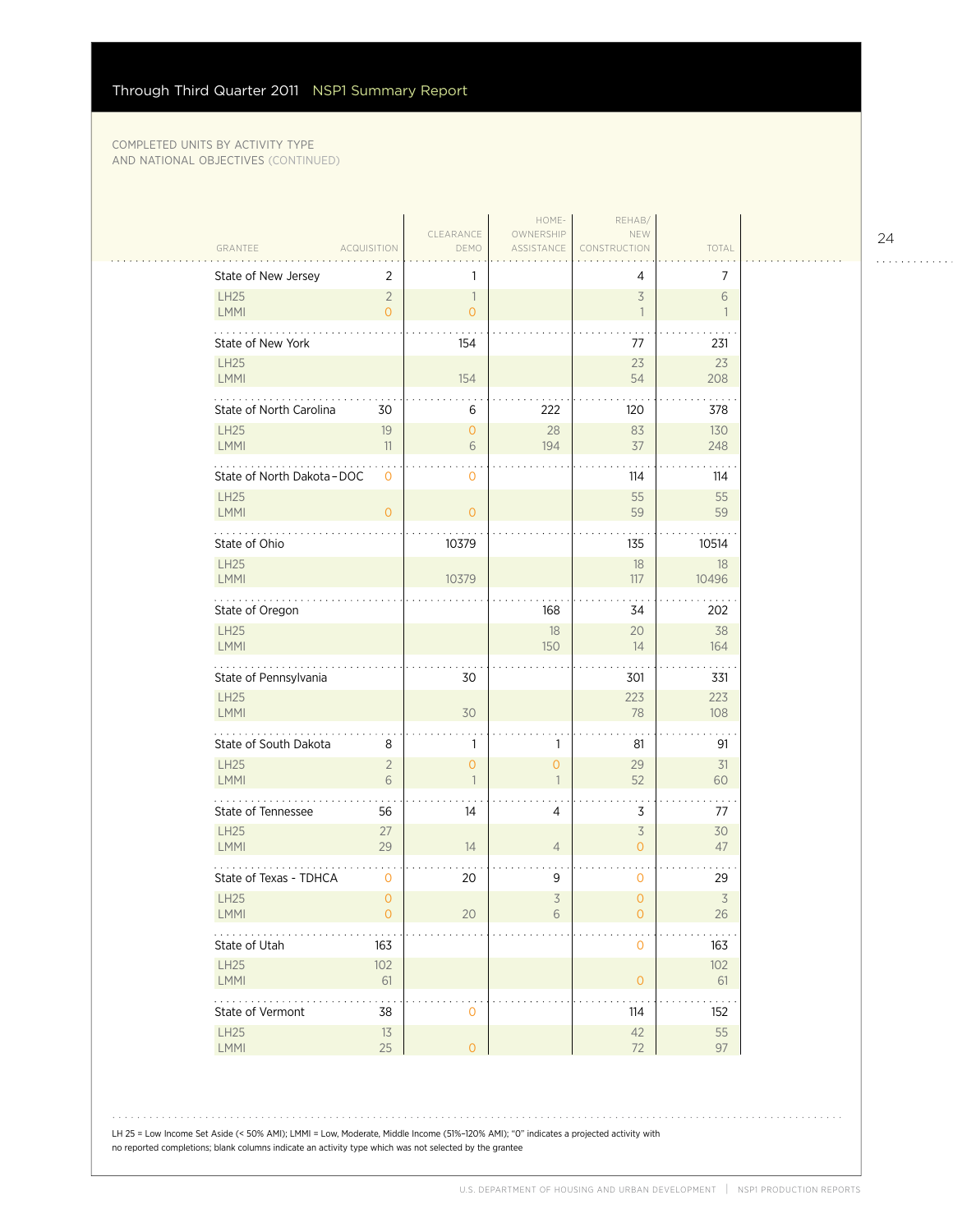## Through Third Quarter 2011 NSP1 Summary Report

COMPLETED UNITS BY ACTIVITY TYPE AND NATIONAL OBJECTIVES (CONTINUED)

| GRANTEE | ACQUISITION | CLEARANCE DEMO | HOME-OWNERSHIP ASSISTANCE | REHAB/ NEW CONSTRUCTION | TOTAL |
|---|---|---|---|---|---|
| State of New Jersey | 2 | 1 | | 4 | 7 |
| LH25 | 2 | 1 | | 3 | 6 |
| LMMI | 0 | 0 | | 1 | 1 |
| State of New York | | 154 | | 77 | 231 |
| LH25 | | | | 23 | 23 |
| LMMI | | 154 | | 54 | 208 |
| State of North Carolina | 30 | 6 | 222 | 120 | 378 |
| LH25 | 19 | 0 | 28 | 83 | 130 |
| LMMI | 11 | 6 | 194 | 37 | 248 |
| State of North Dakota–DOC | 0 | 0 | | 114 | 114 |
| LH25 | | | | 55 | 55 |
| LMMI | 0 | 0 | | 59 | 59 |
| State of Ohio | | 10379 | | 135 | 10514 |
| LH25 | | | | 18 | 18 |
| LMMI | | 10379 | | 117 | 10496 |
| State of Oregon | | | 168 | 34 | 202 |
| LH25 | | | 18 | 20 | 38 |
| LMMI | | | 150 | 14 | 164 |
| State of Pennsylvania | | 30 | | 301 | 331 |
| LH25 | | | | 223 | 223 |
| LMMI | | 30 | | 78 | 108 |
| State of South Dakota | 8 | 1 | 1 | 81 | 91 |
| LH25 | 2 | 0 | 0 | 29 | 31 |
| LMMI | 6 | 1 | 1 | 52 | 60 |
| State of Tennessee | 56 | 14 | 4 | 3 | 77 |
| LH25 | 27 | | | 3 | 30 |
| LMMI | 29 | 14 | 4 | 0 | 47 |
| State of Texas - TDHCA | 0 | 20 | 9 | 0 | 29 |
| LH25 | 0 | | 3 | 0 | 3 |
| LMMI | 0 | 20 | 6 | 0 | 26 |
| State of Utah | 163 | | | 0 | 163 |
| LH25 | 102 | | | | 102 |
| LMMI | 61 | | | 0 | 61 |
| State of Vermont | 38 | 0 | | 114 | 152 |
| LH25 | 13 | | | 42 | 55 |
| LMMI | 25 | 0 | | 72 | 97 |

LH 25 = Low Income Set Aside (< 50% AMI); LMMI = Low, Moderate, Middle Income (51%–120% AMI); "0" indicates a projected activity with no reported completions; blank columns indicate an activity type which was not selected by the grantee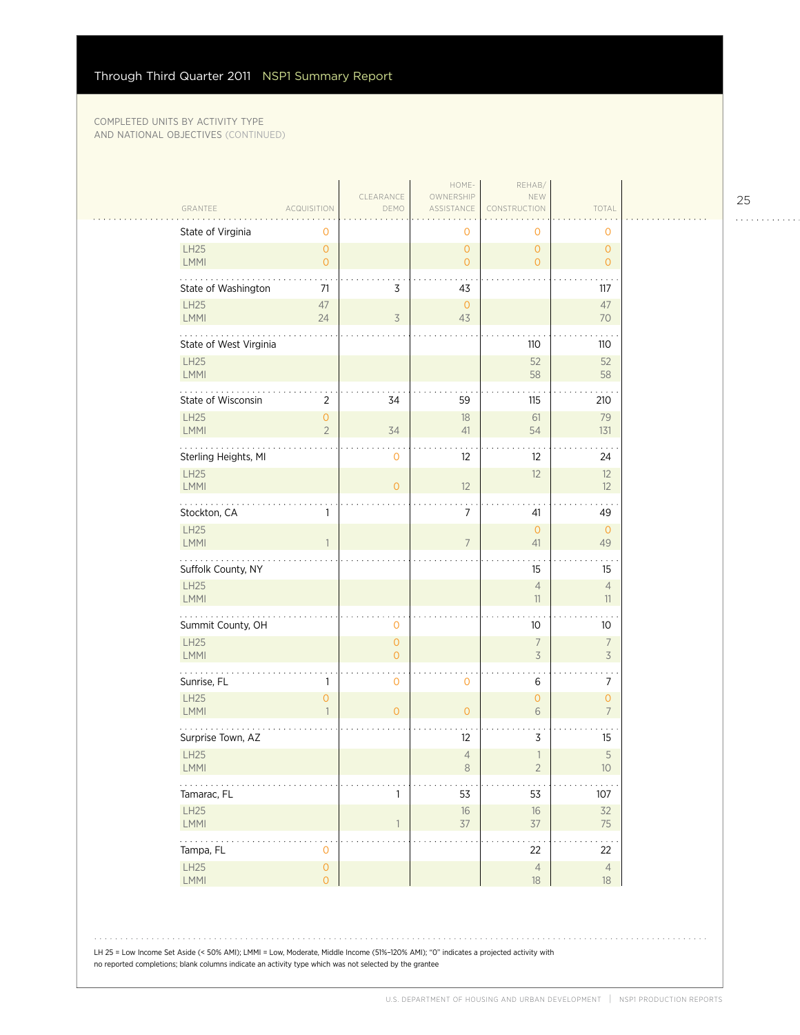COMPLETED UNITS BY ACTIVITY TYPE AND NATIONAL OBJECTIVES (CONTINUED)

| GRANTEE | ACQUISITION | CLEARANCE DEMO | HOME-OWNERSHIP ASSISTANCE | REHAB/ NEW CONSTRUCTION | TOTAL |
|---|---|---|---|---|---|
| State of Virginia | 0 | | 0 | 0 | 0 |
| LH25 | 0 | | 0 | 0 | 0 |
| LMMI | 0 | | 0 | 0 | 0 |
| State of Washington | 71 | 3 | 43 | | 117 |
| LH25 | 47 | | 0 | | 47 |
| LMMI | 24 | 3 | 43 | | 70 |
| State of West Virginia | | | | 110 | 110 |
| LH25 | | | | 52 | 52 |
| LMMI | | | | 58 | 58 |
| State of Wisconsin | 2 | 34 | 59 | 115 | 210 |
| LH25 | 0 | | 18 | 61 | 79 |
| LMMI | 2 | 34 | 41 | 54 | 131 |
| Sterling Heights, MI | | 0 | 12 | 12 | 24 |
| LH25 | | | | 12 | 12 |
| LMMI | | 0 | 12 | | 12 |
| Stockton, CA | 1 | | 7 | 41 | 49 |
| LH25 | | | | 0 | 0 |
| LMMI | 1 | | 7 | 41 | 49 |
| Suffolk County, NY | | | | 15 | 15 |
| LH25 | | | | 4 | 4 |
| LMMI | | | | 11 | 11 |
| Summit County, OH | | 0 | | 10 | 10 |
| LH25 | | 0 | | 7 | 7 |
| LMMI | | 0 | | 3 | 3 |
| Sunrise, FL | 1 | 0 | 0 | 6 | 7 |
| LH25 | 0 | | | 0 | 0 |
| LMMI | 1 | 0 | 0 | 6 | 7 |
| Surprise Town, AZ | | | 12 | 3 | 15 |
| LH25 | | | 4 | 1 | 5 |
| LMMI | | | 8 | 2 | 10 |
| Tamarac, FL | | 1 | 53 | 53 | 107 |
| LH25 | | | 16 | 16 | 32 |
| LMMI | | 1 | 37 | 37 | 75 |
| Tampa, FL | 0 | | | 22 | 22 |
| LH25 | 0 | | | 4 | 4 |
| LMMI | 0 | | | 18 | 18 |

LH 25 = Low Income Set Aside (< 50% AMI); LMMI = Low, Moderate, Middle Income (51%–120% AMI); "0" indicates a projected activity with no reported completions; blank columns indicate an activity type which was not selected by the grantee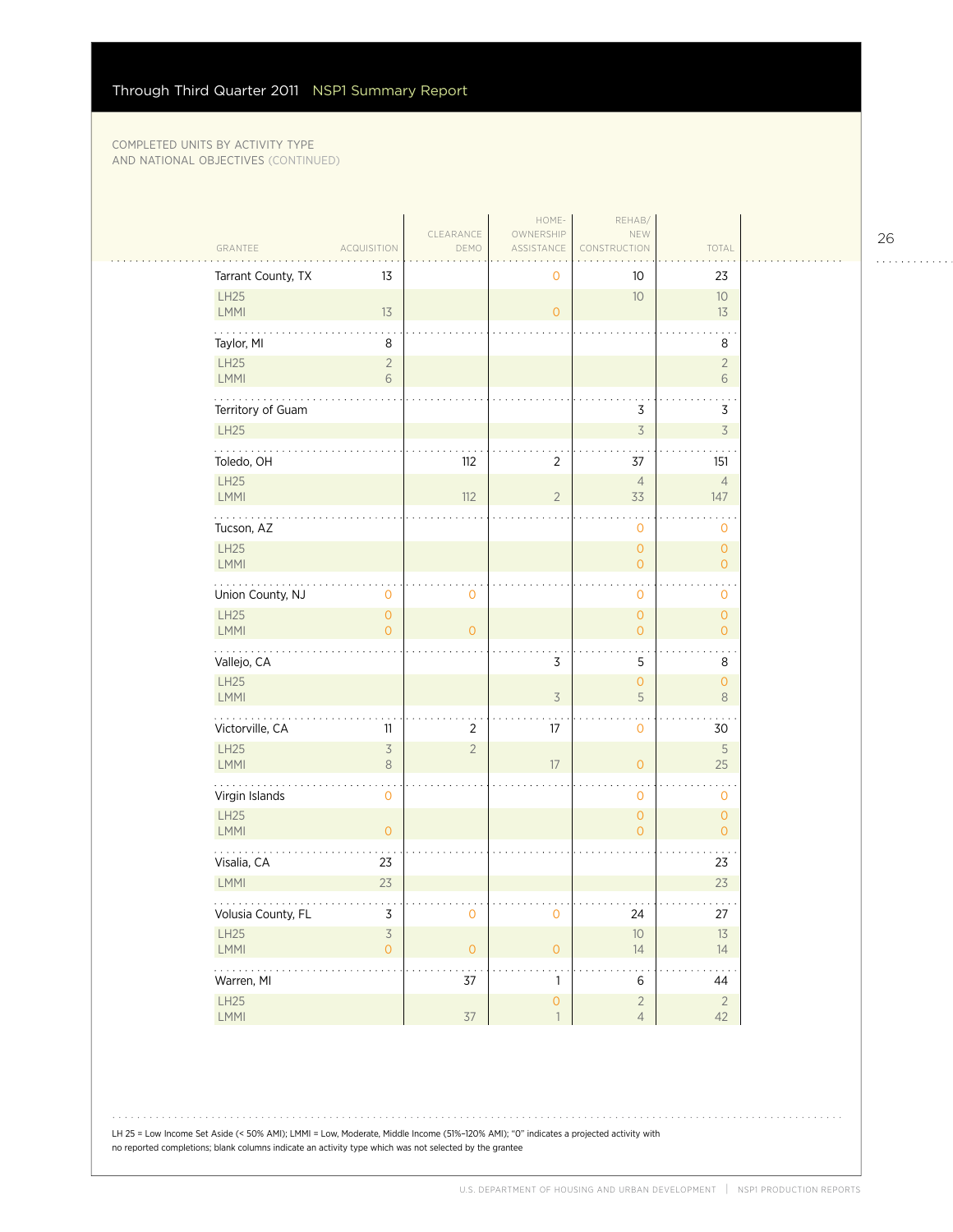COMPLETED UNITS BY ACTIVITY TYPE AND NATIONAL OBJECTIVES (CONTINUED)

| GRANTEE | ACQUISITION | CLEARANCE DEMO | HOME-OWNERSHIP ASSISTANCE | REHAB/ NEW CONSTRUCTION | TOTAL |
|---|---|---|---|---|---|
| Tarrant County, TX | 13 | | 0 | 10 | 23 |
| LH25 | | | | 10 | 10 |
| LMMI | 13 | | 0 | | 13 |
| Taylor, MI | 8 | | | | 8 |
| LH25 | 2 | | | | 2 |
| LMMI | 6 | | | | 6 |
| Territory of Guam | | | | 3 | 3 |
| LH25 | | | | 3 | 3 |
| Toledo, OH | | 112 | 2 | 37 | 151 |
| LH25 | | | | 4 | 4 |
| LMMI | | 112 | 2 | 33 | 147 |
| Tucson, AZ | | | | 0 | 0 |
| LH25 | | | | 0 | 0 |
| LMMI | | | | 0 | 0 |
| Union County, NJ | 0 | 0 | | 0 | 0 |
| LH25 | 0 | | | 0 | 0 |
| LMMI | 0 | 0 | | 0 | 0 |
| Vallejo, CA | | | 3 | 5 | 8 |
| LH25 | | | | 0 | 0 |
| LMMI | | | 3 | 5 | 8 |
| Victorville, CA | 11 | 2 | 17 | 0 | 30 |
| LH25 | 3 | 2 | | | 5 |
| LMMI | 8 | | 17 | 0 | 25 |
| Virgin Islands | 0 | | | 0 | 0 |
| LH25 | | | | 0 | 0 |
| LMMI | 0 | | | 0 | 0 |
| Visalia, CA | 23 | | | | 23 |
| LMMI | 23 | | | | 23 |
| Volusia County, FL | 3 | 0 | 0 | 24 | 27 |
| LH25 | 3 | | | 10 | 13 |
| LMMI | 0 | 0 | 0 | 14 | 14 |
| Warren, MI | | 37 | 1 | 6 | 44 |
| LH25 | | | 0 | 2 | 2 |
| LMMI | | 37 | 1 | 4 | 42 |

LH 25 = Low Income Set Aside (< 50% AMI); LMMI = Low, Moderate, Middle Income (51%–120% AMI); "0" indicates a projected activity with no reported completions; blank columns indicate an activity type which was not selected by the grantee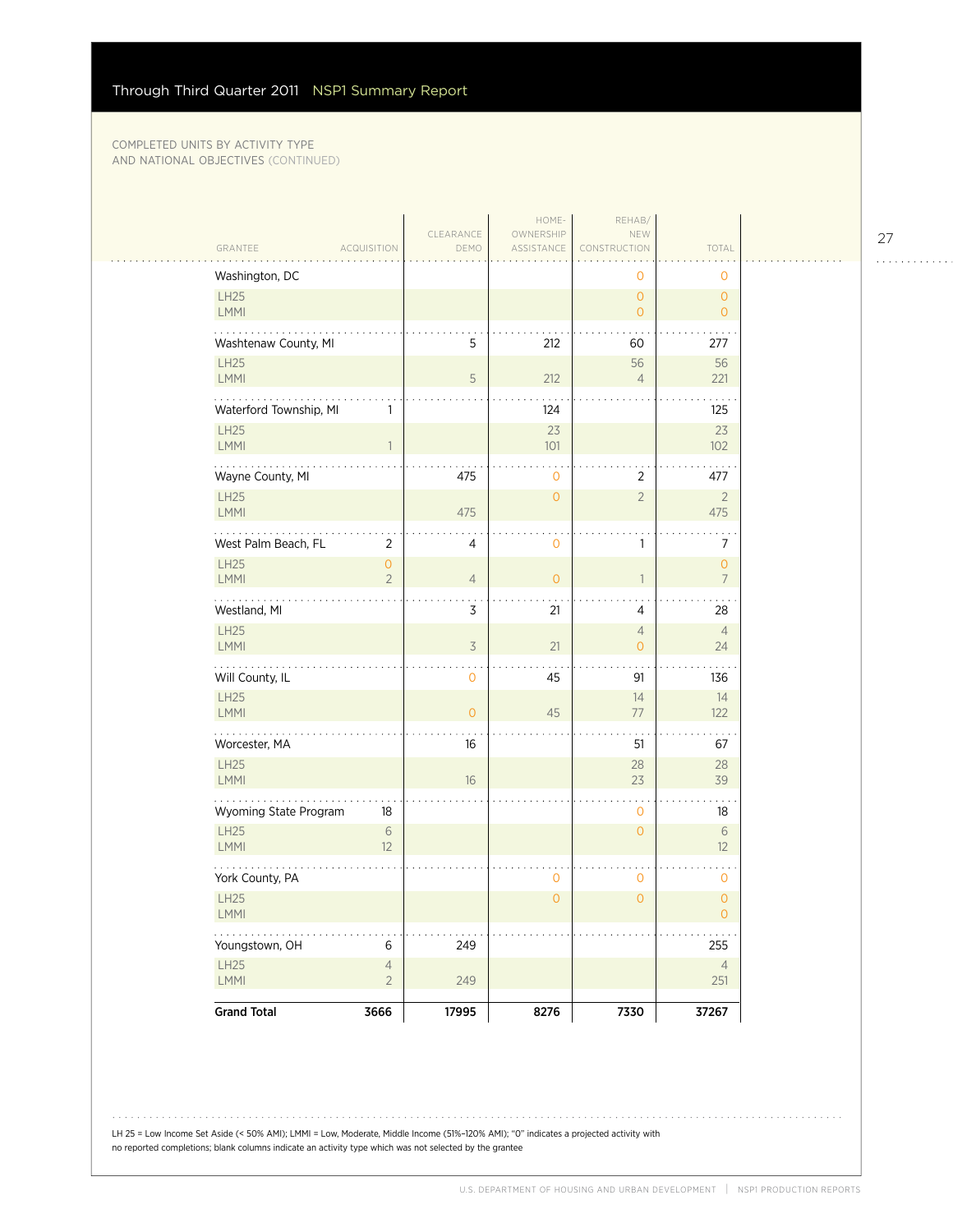Through Third Quarter 2011 NSP1 Summary Report

COMPLETED UNITS BY ACTIVITY TYPE AND NATIONAL OBJECTIVES (CONTINUED)

| GRANTEE | ACQUISITION | CLEARANCE DEMO | HOME-OWNERSHIP ASSISTANCE | REHAB/ NEW CONSTRUCTION | TOTAL |
|---|---|---|---|---|---|
| Washington, DC | | | | 0 | 0 |
| LH25 | | | | 0 | 0 |
| LMMI | | | | 0 | 0 |
| Washtenaw County, MI | | 5 | 212 | 60 | 277 |
| LH25 | | | | 56 | 56 |
| LMMI | | 5 | 212 | 4 | 221 |
| Waterford Township, MI | 1 | | 124 | | 125 |
| LH25 | | | 23 | | 23 |
| LMMI | 1 | | 101 | | 102 |
| Wayne County, MI | | 475 | 0 | 2 | 477 |
| LH25 | | | 0 | 2 | 2 |
| LMMI | | 475 | | | 475 |
| West Palm Beach, FL | 2 | 4 | 0 | 1 | 7 |
| LH25 | 0 | | | | 0 |
| LMMI | 2 | 4 | 0 | 1 | 7 |
| Westland, MI | | 3 | 21 | 4 | 28 |
| LH25 | | | | 4 | 4 |
| LMMI | | 3 | 21 | 0 | 24 |
| Will County, IL | | 0 | 45 | 91 | 136 |
| LH25 | | | | 14 | 14 |
| LMMI | | 0 | 45 | 77 | 122 |
| Worcester, MA | | 16 | | 51 | 67 |
| LH25 | | | | 28 | 28 |
| LMMI | | 16 | | 23 | 39 |
| Wyoming State Program | 18 | | | 0 | 18 |
| LH25 | 6 | | | 0 | 6 |
| LMMI | 12 | | | | 12 |
| York County, PA | | | 0 | 0 | 0 |
| LH25 | | | 0 | 0 | 0 |
| LMMI | | | | | 0 |
| Youngstown, OH | 6 | 249 | | | 255 |
| LH25 | 4 | | | | 4 |
| LMMI | 2 | 249 | | | 251 |
| **Grand Total** | **3666** | **17995** | **8276** | **7330** | **37267** |

LH 25 = Low Income Set Aside (< 50% AMI); LMMI = Low, Moderate, Middle Income (51%–120% AMI); "0" indicates a projected activity with no reported completions; blank columns indicate an activity type which was not selected by the grantee